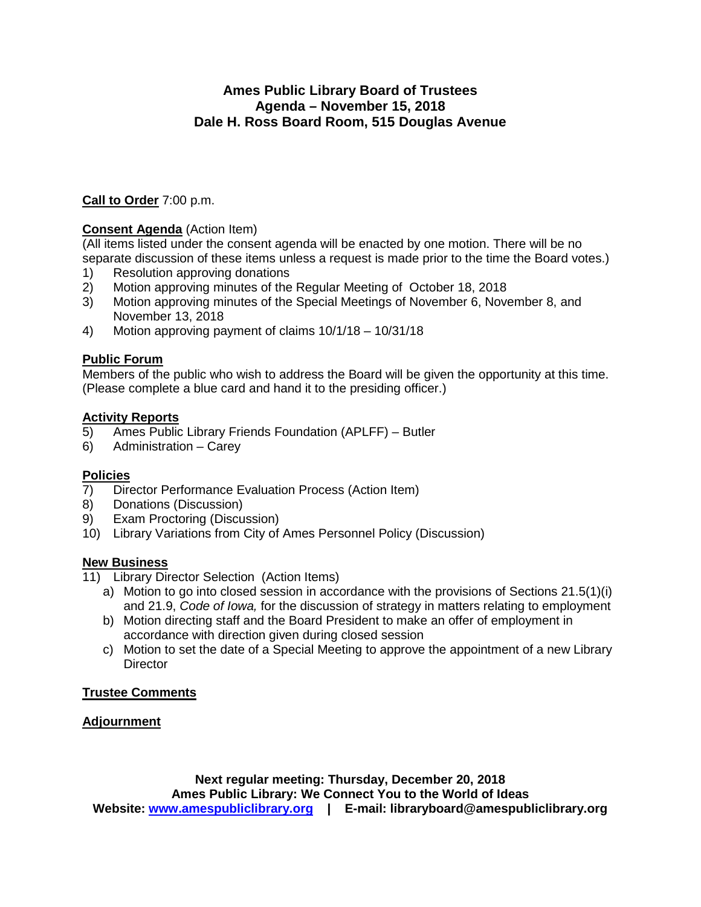# Ames Public Library Board of Trustees
## Agenda – November 15, 2018
## Dale H. Ross Board Room, 515 Douglas Avenue

**Call to Order** 7:00 p.m.

**Consent Agenda** (Action Item)
(All items listed under the consent agenda will be enacted by one motion. There will be no separate discussion of these items unless a request is made prior to the time the Board votes.)

1) Resolution approving donations
2) Motion approving minutes of the Regular Meeting of October 18, 2018
3) Motion approving minutes of the Special Meetings of November 6, November 8, and November 13, 2018
4) Motion approving payment of claims 10/1/18 – 10/31/18

**Public Forum**
Members of the public who wish to address the Board will be given the opportunity at this time. (Please complete a blue card and hand it to the presiding officer.)

**Activity Reports**

5) Ames Public Library Friends Foundation (APLFF) – Butler
6) Administration – Carey

**Policies**

7) Director Performance Evaluation Process (Action Item)
8) Donations (Discussion)
9) Exam Proctoring (Discussion)
10) Library Variations from City of Ames Personnel Policy (Discussion)

**New Business**

11) Library Director Selection (Action Items)
    a) Motion to go into closed session in accordance with the provisions of Sections 21.5(1)(i) and 21.9, *Code of Iowa,* for the discussion of strategy in matters relating to employment
    b) Motion directing staff and the Board President to make an offer of employment in accordance with direction given during closed session
    c) Motion to set the date of a Special Meeting to approve the appointment of a new Library Director

**Trustee Comments**

**Adjournment**

**Next regular meeting: Thursday, December 20, 2018**
**Ames Public Library: We Connect You to the World of Ideas**
**Website: www.amespubliclibrary.org | E-mail: libraryboard@amespubliclibrary.org**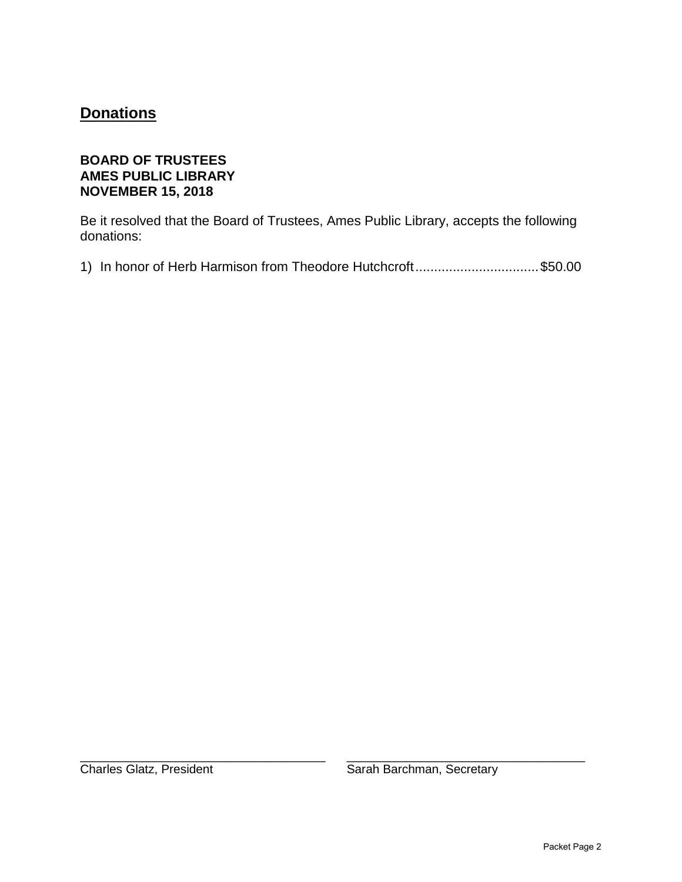## Donations

**BOARD OF TRUSTEES**
**AMES PUBLIC LIBRARY**
**NOVEMBER 15, 2018**

Be it resolved that the Board of Trustees, Ames Public Library, accepts the following donations:

1) In honor of Herb Harmison from Theodore Hutchcroft ................................ $50.00

\_\_\_\_\_\_\_\_\_\_\_\_\_\_\_\_\_\_\_\_\_\_\_\_\_\_\_\_\_\_\_\_\_\_\_
Charles Glatz, President

\_\_\_\_\_\_\_\_\_\_\_\_\_\_\_\_\_\_\_\_\_\_\_\_\_\_\_\_\_\_\_\_\_\_\_
Sarah Barchman, Secretary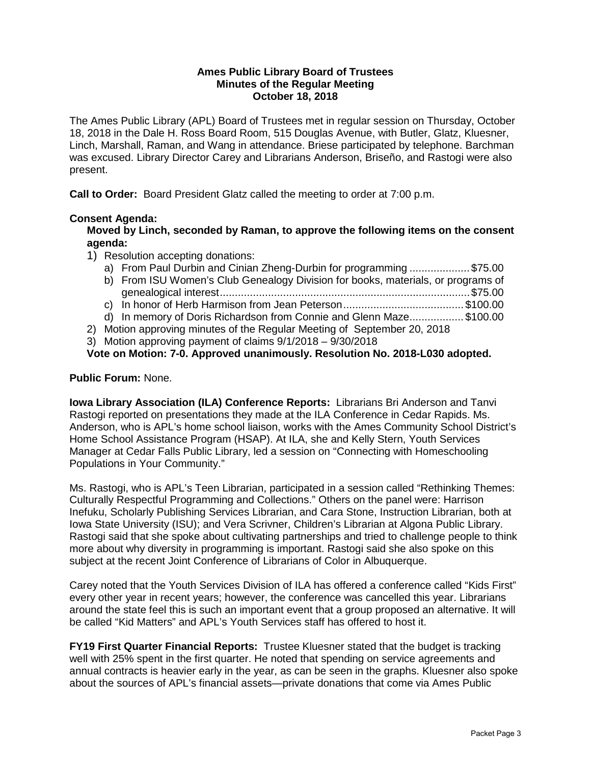**Ames Public Library Board of Trustees**
**Minutes of the Regular Meeting**
**October 18, 2018**

The Ames Public Library (APL) Board of Trustees met in regular session on Thursday, October 18, 2018 in the Dale H. Ross Board Room, 515 Douglas Avenue, with Butler, Glatz, Kluesner, Linch, Marshall, Raman, and Wang in attendance. Briese participated by telephone. Barchman was excused. Library Director Carey and Librarians Anderson, Briseño, and Rastogi were also present.

**Call to Order:** Board President Glatz called the meeting to order at 7:00 p.m.

**Consent Agenda:**

**Moved by Linch, seconded by Raman, to approve the following items on the consent agenda:**

1) Resolution accepting donations:
   a) From Paul Durbin and Cinian Zheng-Durbin for programming .................... $75.00
   b) From ISU Women's Club Genealogy Division for books, materials, or programs of genealogical interest.................................................................................. $75.00
   c) In honor of Herb Harmison from Jean Peterson........................................ $100.00
   d) In memory of Doris Richardson from Connie and Glenn Maze.................. $100.00
2) Motion approving minutes of the Regular Meeting of September 20, 2018
3) Motion approving payment of claims 9/1/2018 – 9/30/2018

**Vote on Motion: 7-0. Approved unanimously. Resolution No. 2018-L030 adopted.**

**Public Forum:** None.

**Iowa Library Association (ILA) Conference Reports:** Librarians Bri Anderson and Tanvi Rastogi reported on presentations they made at the ILA Conference in Cedar Rapids. Ms. Anderson, who is APL's home school liaison, works with the Ames Community School District's Home School Assistance Program (HSAP). At ILA, she and Kelly Stern, Youth Services Manager at Cedar Falls Public Library, led a session on "Connecting with Homeschooling Populations in Your Community."

Ms. Rastogi, who is APL's Teen Librarian, participated in a session called "Rethinking Themes: Culturally Respectful Programming and Collections." Others on the panel were: Harrison Inefuku, Scholarly Publishing Services Librarian, and Cara Stone, Instruction Librarian, both at Iowa State University (ISU); and Vera Scrivner, Children's Librarian at Algona Public Library. Rastogi said that she spoke about cultivating partnerships and tried to challenge people to think more about why diversity in programming is important. Rastogi said she also spoke on this subject at the recent Joint Conference of Librarians of Color in Albuquerque.

Carey noted that the Youth Services Division of ILA has offered a conference called "Kids First" every other year in recent years; however, the conference was cancelled this year. Librarians around the state feel this is such an important event that a group proposed an alternative. It will be called "Kid Matters" and APL's Youth Services staff has offered to host it.

**FY19 First Quarter Financial Reports:** Trustee Kluesner stated that the budget is tracking well with 25% spent in the first quarter. He noted that spending on service agreements and annual contracts is heavier early in the year, as can be seen in the graphs. Kluesner also spoke about the sources of APL's financial assets—private donations that come via Ames Public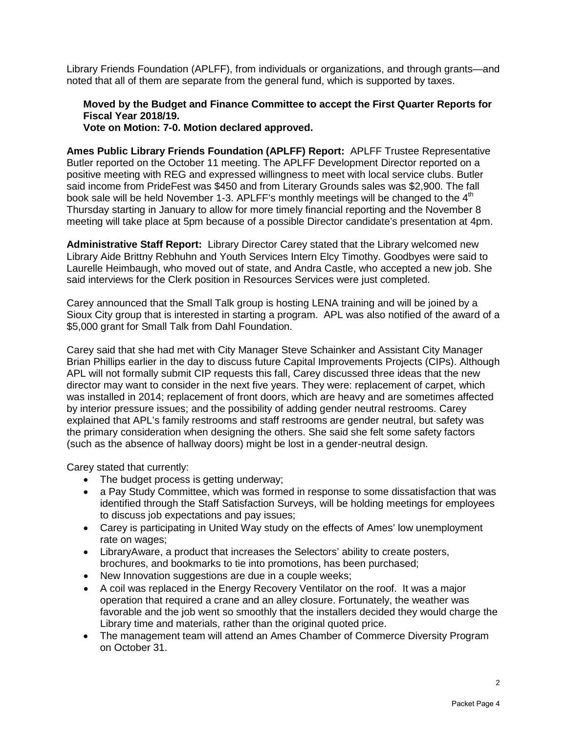Library Friends Foundation (APLFF), from individuals or organizations, and through grants—and noted that all of them are separate from the general fund, which is supported by taxes.

**Moved by the Budget and Finance Committee to accept the First Quarter Reports for Fiscal Year 2018/19.**
**Vote on Motion: 7-0. Motion declared approved.**

**Ames Public Library Friends Foundation (APLFF) Report:** APLFF Trustee Representative Butler reported on the October 11 meeting. The APLFF Development Director reported on a positive meeting with REG and expressed willingness to meet with local service clubs. Butler said income from PrideFest was $450 and from Literary Grounds sales was $2,900. The fall book sale will be held November 1-3. APLFF's monthly meetings will be changed to the 4th Thursday starting in January to allow for more timely financial reporting and the November 8 meeting will take place at 5pm because of a possible Director candidate's presentation at 4pm.

**Administrative Staff Report:** Library Director Carey stated that the Library welcomed new Library Aide Brittny Rebhuhn and Youth Services Intern Elcy Timothy. Goodbyes were said to Laurelle Heimbaugh, who moved out of state, and Andra Castle, who accepted a new job. She said interviews for the Clerk position in Resources Services were just completed.

Carey announced that the Small Talk group is hosting LENA training and will be joined by a Sioux City group that is interested in starting a program. APL was also notified of the award of a $5,000 grant for Small Talk from Dahl Foundation.

Carey said that she had met with City Manager Steve Schainker and Assistant City Manager Brian Phillips earlier in the day to discuss future Capital Improvements Projects (CIPs). Although APL will not formally submit CIP requests this fall, Carey discussed three ideas that the new director may want to consider in the next five years. They were: replacement of carpet, which was installed in 2014; replacement of front doors, which are heavy and are sometimes affected by interior pressure issues; and the possibility of adding gender neutral restrooms. Carey explained that APL's family restrooms and staff restrooms are gender neutral, but safety was the primary consideration when designing the others. She said she felt some safety factors (such as the absence of hallway doors) might be lost in a gender-neutral design.

Carey stated that currently:

- The budget process is getting underway;
- a Pay Study Committee, which was formed in response to some dissatisfaction that was identified through the Staff Satisfaction Surveys, will be holding meetings for employees to discuss job expectations and pay issues;
- Carey is participating in United Way study on the effects of Ames' low unemployment rate on wages;
- LibraryAware, a product that increases the Selectors' ability to create posters, brochures, and bookmarks to tie into promotions, has been purchased;
- New Innovation suggestions are due in a couple weeks;
- A coil was replaced in the Energy Recovery Ventilator on the roof. It was a major operation that required a crane and an alley closure. Fortunately, the weather was favorable and the job went so smoothly that the installers decided they would charge the Library time and materials, rather than the original quoted price.
- The management team will attend an Ames Chamber of Commerce Diversity Program on October 31.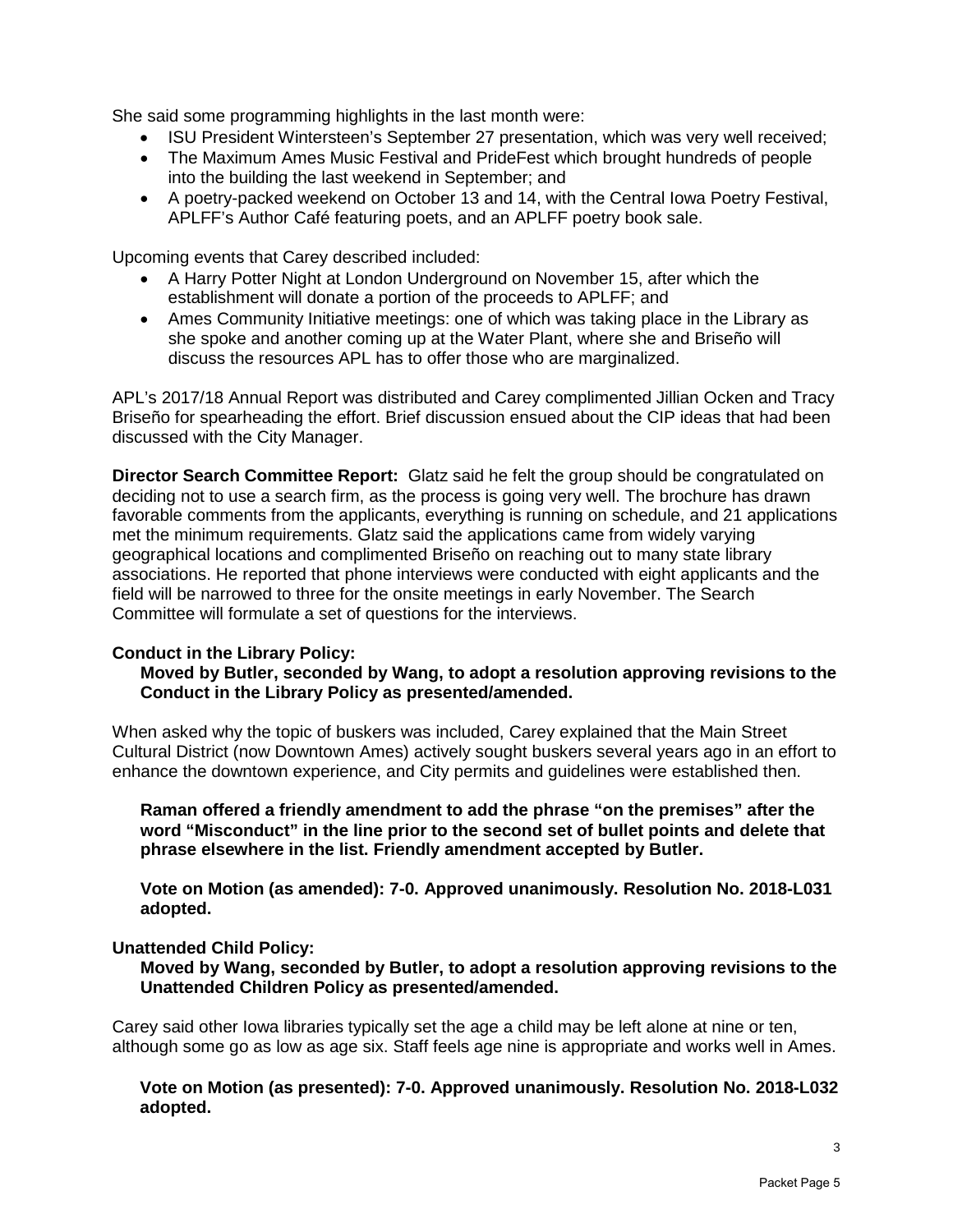She said some programming highlights in the last month were:

- ISU President Wintersteen's September 27 presentation, which was very well received;
- The Maximum Ames Music Festival and PrideFest which brought hundreds of people into the building the last weekend in September; and
- A poetry-packed weekend on October 13 and 14, with the Central Iowa Poetry Festival, APLFF's Author Café featuring poets, and an APLFF poetry book sale.

Upcoming events that Carey described included:

- A Harry Potter Night at London Underground on November 15, after which the establishment will donate a portion of the proceeds to APLFF; and
- Ames Community Initiative meetings: one of which was taking place in the Library as she spoke and another coming up at the Water Plant, where she and Briseño will discuss the resources APL has to offer those who are marginalized.

APL's 2017/18 Annual Report was distributed and Carey complimented Jillian Ocken and Tracy Briseño for spearheading the effort. Brief discussion ensued about the CIP ideas that had been discussed with the City Manager.

**Director Search Committee Report:** Glatz said he felt the group should be congratulated on deciding not to use a search firm, as the process is going very well. The brochure has drawn favorable comments from the applicants, everything is running on schedule, and 21 applications met the minimum requirements. Glatz said the applications came from widely varying geographical locations and complimented Briseño on reaching out to many state library associations. He reported that phone interviews were conducted with eight applicants and the field will be narrowed to three for the onsite meetings in early November. The Search Committee will formulate a set of questions for the interviews.

**Conduct in the Library Policy:**

**Moved by Butler, seconded by Wang, to adopt a resolution approving revisions to the Conduct in the Library Policy as presented/amended.**

When asked why the topic of buskers was included, Carey explained that the Main Street Cultural District (now Downtown Ames) actively sought buskers several years ago in an effort to enhance the downtown experience, and City permits and guidelines were established then.

**Raman offered a friendly amendment to add the phrase "on the premises" after the word "Misconduct" in the line prior to the second set of bullet points and delete that phrase elsewhere in the list. Friendly amendment accepted by Butler.**

**Vote on Motion (as amended): 7-0. Approved unanimously. Resolution No. 2018-L031 adopted.**

**Unattended Child Policy:**

**Moved by Wang, seconded by Butler, to adopt a resolution approving revisions to the Unattended Children Policy as presented/amended.**

Carey said other Iowa libraries typically set the age a child may be left alone at nine or ten, although some go as low as age six. Staff feels age nine is appropriate and works well in Ames.

**Vote on Motion (as presented): 7-0. Approved unanimously. Resolution No. 2018-L032 adopted.**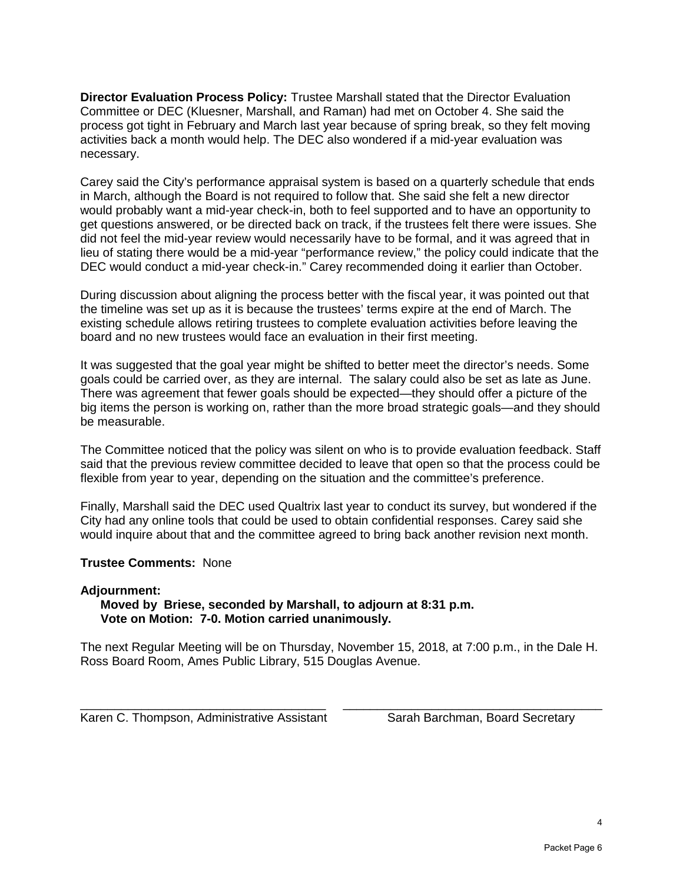**Director Evaluation Process Policy:** Trustee Marshall stated that the Director Evaluation Committee or DEC (Kluesner, Marshall, and Raman) had met on October 4. She said the process got tight in February and March last year because of spring break, so they felt moving activities back a month would help. The DEC also wondered if a mid-year evaluation was necessary.

Carey said the City's performance appraisal system is based on a quarterly schedule that ends in March, although the Board is not required to follow that. She said she felt a new director would probably want a mid-year check-in, both to feel supported and to have an opportunity to get questions answered, or be directed back on track, if the trustees felt there were issues. She did not feel the mid-year review would necessarily have to be formal, and it was agreed that in lieu of stating there would be a mid-year "performance review," the policy could indicate that the DEC would conduct a mid-year check-in." Carey recommended doing it earlier than October.

During discussion about aligning the process better with the fiscal year, it was pointed out that the timeline was set up as it is because the trustees' terms expire at the end of March. The existing schedule allows retiring trustees to complete evaluation activities before leaving the board and no new trustees would face an evaluation in their first meeting.

It was suggested that the goal year might be shifted to better meet the director's needs. Some goals could be carried over, as they are internal. The salary could also be set as late as June. There was agreement that fewer goals should be expected—they should offer a picture of the big items the person is working on, rather than the more broad strategic goals—and they should be measurable.

The Committee noticed that the policy was silent on who is to provide evaluation feedback. Staff said that the previous review committee decided to leave that open so that the process could be flexible from year to year, depending on the situation and the committee's preference.

Finally, Marshall said the DEC used Qualtrix last year to conduct its survey, but wondered if the City had any online tools that could be used to obtain confidential responses. Carey said she would inquire about that and the committee agreed to bring back another revision next month.

**Trustee Comments:** None

**Adjournment:**

**Moved by Briese, seconded by Marshall, to adjourn at 8:31 p.m.**
**Vote on Motion: 7-0. Motion carried unanimously.**

The next Regular Meeting will be on Thursday, November 15, 2018, at 7:00 p.m., in the Dale H. Ross Board Room, Ames Public Library, 515 Douglas Avenue.

\_\_\_\_\_\_\_\_\_\_\_\_\_\_\_\_\_\_\_\_\_\_\_\_\_\_\_\_\_\_\_\_\_\_\_ \_\_\_\_\_\_\_\_\_\_\_\_\_\_\_\_\_\_\_\_\_\_\_\_\_\_\_\_\_\_\_\_\_\_\_
Karen C. Thompson, Administrative Assistant Sarah Barchman, Board Secretary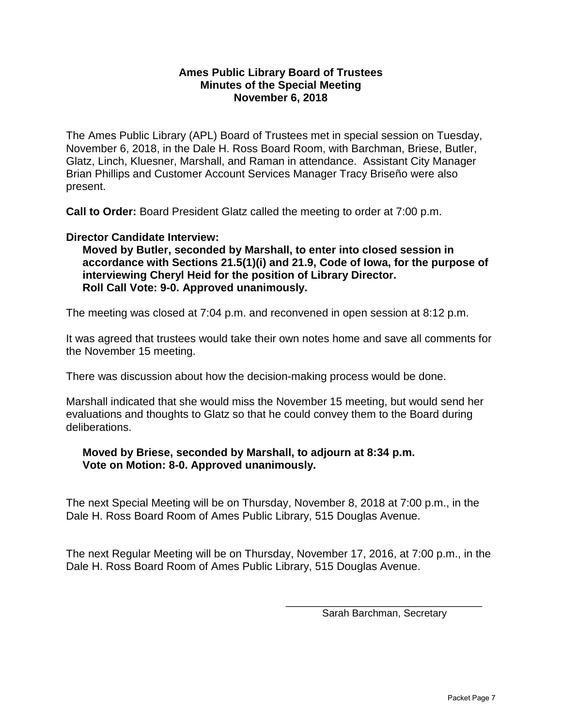**Ames Public Library Board of Trustees**
**Minutes of the Special Meeting**
**November 6, 2018**

The Ames Public Library (APL) Board of Trustees met in special session on Tuesday, November 6, 2018, in the Dale H. Ross Board Room, with Barchman, Briese, Butler, Glatz, Linch, Kluesner, Marshall, and Raman in attendance. Assistant City Manager Brian Phillips and Customer Account Services Manager Tracy Briseño were also present.

**Call to Order:** Board President Glatz called the meeting to order at 7:00 p.m.

**Director Candidate Interview:**

**Moved by Butler, seconded by Marshall, to enter into closed session in accordance with Sections 21.5(1)(i) and 21.9, Code of Iowa, for the purpose of interviewing Cheryl Heid for the position of Library Director.**
**Roll Call Vote: 9-0. Approved unanimously.**

The meeting was closed at 7:04 p.m. and reconvened in open session at 8:12 p.m.

It was agreed that trustees would take their own notes home and save all comments for the November 15 meeting.

There was discussion about how the decision-making process would be done.

Marshall indicated that she would miss the November 15 meeting, but would send her evaluations and thoughts to Glatz so that he could convey them to the Board during deliberations.

**Moved by Briese, seconded by Marshall, to adjourn at 8:34 p.m.**
**Vote on Motion: 8-0. Approved unanimously.**

The next Special Meeting will be on Thursday, November 8, 2018 at 7:00 p.m., in the Dale H. Ross Board Room of Ames Public Library, 515 Douglas Avenue.

The next Regular Meeting will be on Thursday, November 17, 2016, at 7:00 p.m., in the Dale H. Ross Board Room of Ames Public Library, 515 Douglas Avenue.

\_\_\_\_\_\_\_\_\_\_\_\_\_\_\_\_\_\_\_\_\_\_\_\_\_\_\_\_\_\_\_\_\_\_\_\_
Sarah Barchman, Secretary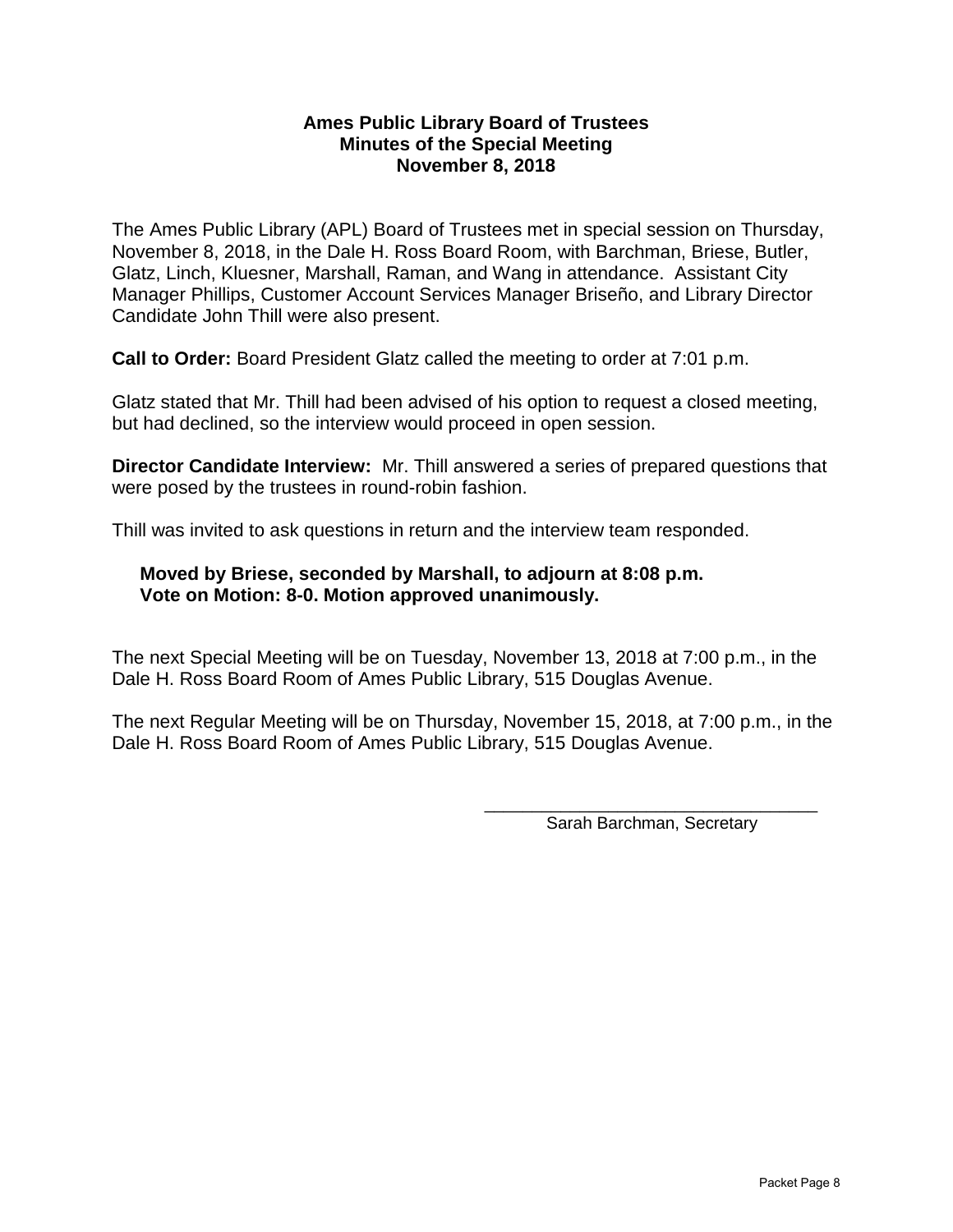# Ames Public Library Board of Trustees
## Minutes of the Special Meeting
## November 8, 2018

The Ames Public Library (APL) Board of Trustees met in special session on Thursday, November 8, 2018, in the Dale H. Ross Board Room, with Barchman, Briese, Butler, Glatz, Linch, Kluesner, Marshall, Raman, and Wang in attendance. Assistant City Manager Phillips, Customer Account Services Manager Briseño, and Library Director Candidate John Thill were also present.

**Call to Order:** Board President Glatz called the meeting to order at 7:01 p.m.

Glatz stated that Mr. Thill had been advised of his option to request a closed meeting, but had declined, so the interview would proceed in open session.

**Director Candidate Interview:** Mr. Thill answered a series of prepared questions that were posed by the trustees in round-robin fashion.

Thill was invited to ask questions in return and the interview team responded.

> **Moved by Briese, seconded by Marshall, to adjourn at 8:08 p.m.**
> **Vote on Motion: 8-0. Motion approved unanimously.**

The next Special Meeting will be on Tuesday, November 13, 2018 at 7:00 p.m., in the Dale H. Ross Board Room of Ames Public Library, 515 Douglas Avenue.

The next Regular Meeting will be on Thursday, November 15, 2018, at 7:00 p.m., in the Dale H. Ross Board Room of Ames Public Library, 515 Douglas Avenue.

\_\_\_\_\_\_\_\_\_\_\_\_\_\_\_\_\_\_\_\_\_\_\_\_\_\_\_\_\_\_\_\_\_\_

Sarah Barchman, Secretary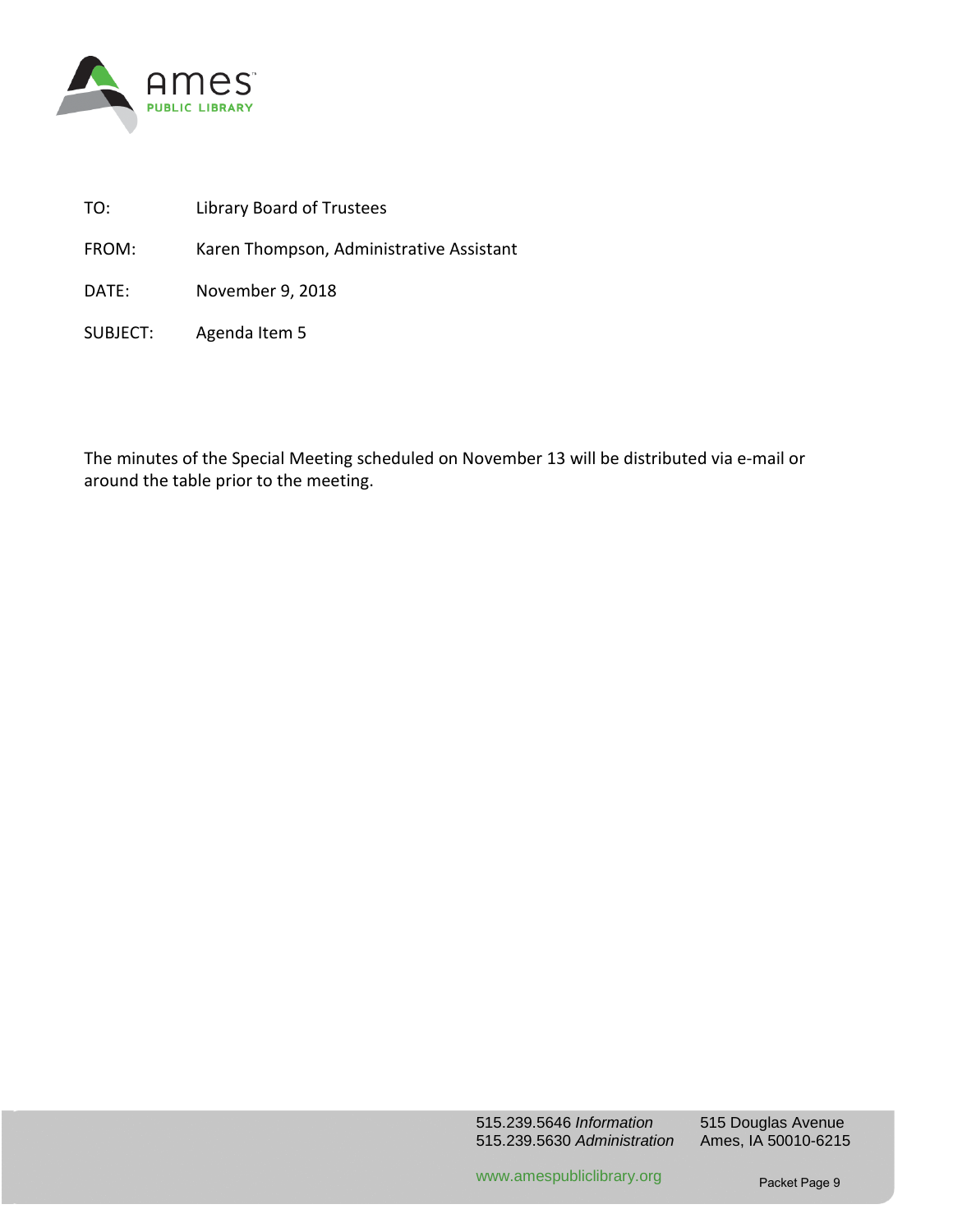TO: Library Board of Trustees

FROM: Karen Thompson, Administrative Assistant

DATE: November 9, 2018

SUBJECT: Agenda Item 5

The minutes of the Special Meeting scheduled on November 13 will be distributed via e-mail or around the table prior to the meeting.

515.239.5646 *Information*
515.239.5630 *Administration*

515 Douglas Avenue
Ames, IA 50010-6215

www.amespubliclibrary.org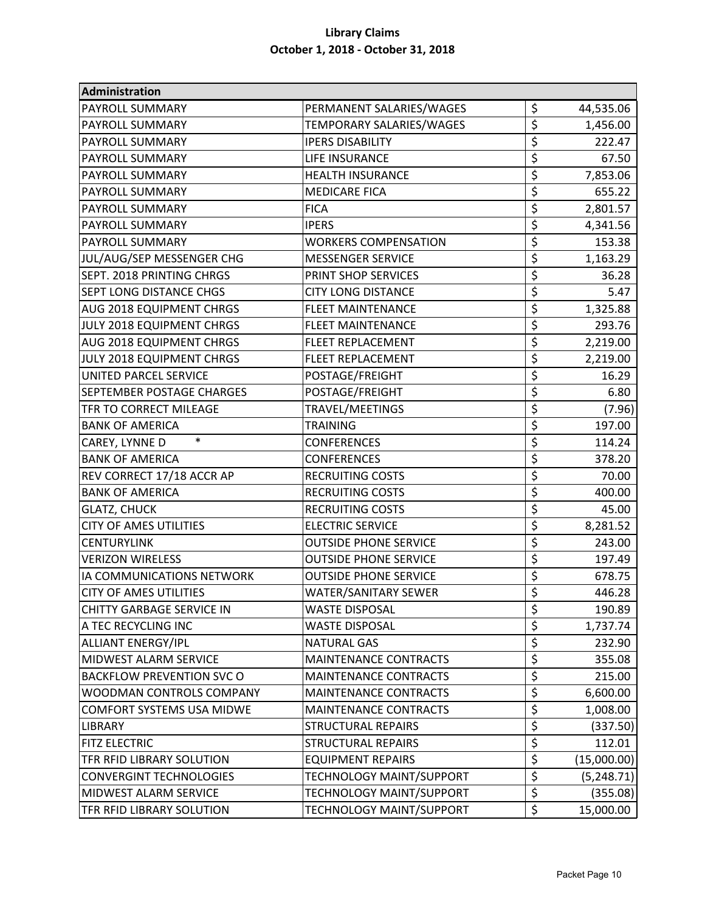# Library Claims
## October 1, 2018 - October 31, 2018

| Administration | | |
|---|---|---|
| PAYROLL SUMMARY | PERMANENT SALARIES/WAGES | $ 44,535.06 |
| PAYROLL SUMMARY | TEMPORARY SALARIES/WAGES | $ 1,456.00 |
| PAYROLL SUMMARY | IPERS DISABILITY | $ 222.47 |
| PAYROLL SUMMARY | LIFE INSURANCE | $ 67.50 |
| PAYROLL SUMMARY | HEALTH INSURANCE | $ 7,853.06 |
| PAYROLL SUMMARY | MEDICARE FICA | $ 655.22 |
| PAYROLL SUMMARY | FICA | $ 2,801.57 |
| PAYROLL SUMMARY | IPERS | $ 4,341.56 |
| PAYROLL SUMMARY | WORKERS COMPENSATION | $ 153.38 |
| JUL/AUG/SEP MESSENGER CHG | MESSENGER SERVICE | $ 1,163.29 |
| SEPT. 2018 PRINTING CHRGS | PRINT SHOP SERVICES | $ 36.28 |
| SEPT LONG DISTANCE CHGS | CITY LONG DISTANCE | $ 5.47 |
| AUG 2018 EQUIPMENT CHRGS | FLEET MAINTENANCE | $ 1,325.88 |
| JULY 2018 EQUIPMENT CHRGS | FLEET MAINTENANCE | $ 293.76 |
| AUG 2018 EQUIPMENT CHRGS | FLEET REPLACEMENT | $ 2,219.00 |
| JULY 2018 EQUIPMENT CHRGS | FLEET REPLACEMENT | $ 2,219.00 |
| UNITED PARCEL SERVICE | POSTAGE/FREIGHT | $ 16.29 |
| SEPTEMBER POSTAGE CHARGES | POSTAGE/FREIGHT | $ 6.80 |
| TFR TO CORRECT MILEAGE | TRAVEL/MEETINGS | $ (7.96) |
| BANK OF AMERICA | TRAINING | $ 197.00 |
| CAREY, LYNNE D * | CONFERENCES | $ 114.24 |
| BANK OF AMERICA | CONFERENCES | $ 378.20 |
| REV CORRECT 17/18 ACCR AP | RECRUITING COSTS | $ 70.00 |
| BANK OF AMERICA | RECRUITING COSTS | $ 400.00 |
| GLATZ, CHUCK | RECRUITING COSTS | $ 45.00 |
| CITY OF AMES UTILITIES | ELECTRIC SERVICE | $ 8,281.52 |
| CENTURYLINK | OUTSIDE PHONE SERVICE | $ 243.00 |
| VERIZON WIRELESS | OUTSIDE PHONE SERVICE | $ 197.49 |
| IA COMMUNICATIONS NETWORK | OUTSIDE PHONE SERVICE | $ 678.75 |
| CITY OF AMES UTILITIES | WATER/SANITARY SEWER | $ 446.28 |
| CHITTY GARBAGE SERVICE IN | WASTE DISPOSAL | $ 190.89 |
| A TEC RECYCLING INC | WASTE DISPOSAL | $ 1,737.74 |
| ALLIANT ENERGY/IPL | NATURAL GAS | $ 232.90 |
| MIDWEST ALARM SERVICE | MAINTENANCE CONTRACTS | $ 355.08 |
| BACKFLOW PREVENTION SVC O | MAINTENANCE CONTRACTS | $ 215.00 |
| WOODMAN CONTROLS COMPANY | MAINTENANCE CONTRACTS | $ 6,600.00 |
| COMFORT SYSTEMS USA MIDWE | MAINTENANCE CONTRACTS | $ 1,008.00 |
| LIBRARY | STRUCTURAL REPAIRS | $ (337.50) |
| FITZ ELECTRIC | STRUCTURAL REPAIRS | $ 112.01 |
| TFR RFID LIBRARY SOLUTION | EQUIPMENT REPAIRS | $ (15,000.00) |
| CONVERGINT TECHNOLOGIES | TECHNOLOGY MAINT/SUPPORT | $ (5,248.71) |
| MIDWEST ALARM SERVICE | TECHNOLOGY MAINT/SUPPORT | $ (355.08) |
| TFR RFID LIBRARY SOLUTION | TECHNOLOGY MAINT/SUPPORT | $ 15,000.00 |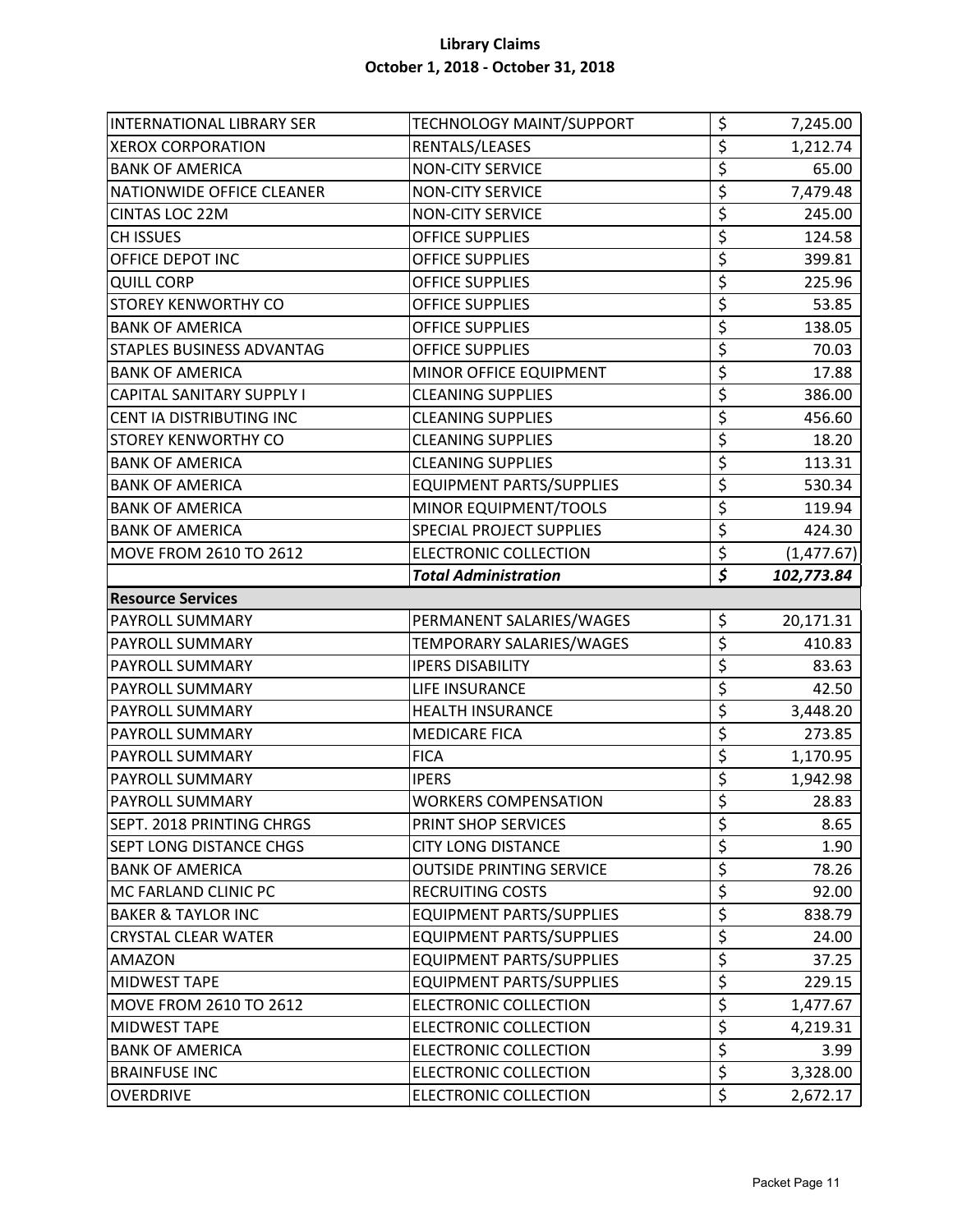# Library Claims
## October 1, 2018 - October 31, 2018

| | | |
|---|---|---|
| INTERNATIONAL LIBRARY SER | TECHNOLOGY MAINT/SUPPORT | $ 7,245.00 |
| XEROX CORPORATION | RENTALS/LEASES | $ 1,212.74 |
| BANK OF AMERICA | NON-CITY SERVICE | $ 65.00 |
| NATIONWIDE OFFICE CLEANER | NON-CITY SERVICE | $ 7,479.48 |
| CINTAS LOC 22M | NON-CITY SERVICE | $ 245.00 |
| CH ISSUES | OFFICE SUPPLIES | $ 124.58 |
| OFFICE DEPOT INC | OFFICE SUPPLIES | $ 399.81 |
| QUILL CORP | OFFICE SUPPLIES | $ 225.96 |
| STOREY KENWORTHY CO | OFFICE SUPPLIES | $ 53.85 |
| BANK OF AMERICA | OFFICE SUPPLIES | $ 138.05 |
| STAPLES BUSINESS ADVANTAG | OFFICE SUPPLIES | $ 70.03 |
| BANK OF AMERICA | MINOR OFFICE EQUIPMENT | $ 17.88 |
| CAPITAL SANITARY SUPPLY I | CLEANING SUPPLIES | $ 386.00 |
| CENT IA DISTRIBUTING INC | CLEANING SUPPLIES | $ 456.60 |
| STOREY KENWORTHY CO | CLEANING SUPPLIES | $ 18.20 |
| BANK OF AMERICA | CLEANING SUPPLIES | $ 113.31 |
| BANK OF AMERICA | EQUIPMENT PARTS/SUPPLIES | $ 530.34 |
| BANK OF AMERICA | MINOR EQUIPMENT/TOOLS | $ 119.94 |
| BANK OF AMERICA | SPECIAL PROJECT SUPPLIES | $ 424.30 |
| MOVE FROM 2610 TO 2612 | ELECTRONIC COLLECTION | $ (1,477.67) |
| | ***Total Administration*** | ***$ 102,773.84*** |
| **Resource Services** | | |
| PAYROLL SUMMARY | PERMANENT SALARIES/WAGES | $ 20,171.31 |
| PAYROLL SUMMARY | TEMPORARY SALARIES/WAGES | $ 410.83 |
| PAYROLL SUMMARY | IPERS DISABILITY | $ 83.63 |
| PAYROLL SUMMARY | LIFE INSURANCE | $ 42.50 |
| PAYROLL SUMMARY | HEALTH INSURANCE | $ 3,448.20 |
| PAYROLL SUMMARY | MEDICARE FICA | $ 273.85 |
| PAYROLL SUMMARY | FICA | $ 1,170.95 |
| PAYROLL SUMMARY | IPERS | $ 1,942.98 |
| PAYROLL SUMMARY | WORKERS COMPENSATION | $ 28.83 |
| SEPT. 2018 PRINTING CHRGS | PRINT SHOP SERVICES | $ 8.65 |
| SEPT LONG DISTANCE CHGS | CITY LONG DISTANCE | $ 1.90 |
| BANK OF AMERICA | OUTSIDE PRINTING SERVICE | $ 78.26 |
| MC FARLAND CLINIC PC | RECRUITING COSTS | $ 92.00 |
| BAKER & TAYLOR INC | EQUIPMENT PARTS/SUPPLIES | $ 838.79 |
| CRYSTAL CLEAR WATER | EQUIPMENT PARTS/SUPPLIES | $ 24.00 |
| AMAZON | EQUIPMENT PARTS/SUPPLIES | $ 37.25 |
| MIDWEST TAPE | EQUIPMENT PARTS/SUPPLIES | $ 229.15 |
| MOVE FROM 2610 TO 2612 | ELECTRONIC COLLECTION | $ 1,477.67 |
| MIDWEST TAPE | ELECTRONIC COLLECTION | $ 4,219.31 |
| BANK OF AMERICA | ELECTRONIC COLLECTION | $ 3.99 |
| BRAINFUSE INC | ELECTRONIC COLLECTION | $ 3,328.00 |
| OVERDRIVE | ELECTRONIC COLLECTION | $ 2,672.17 |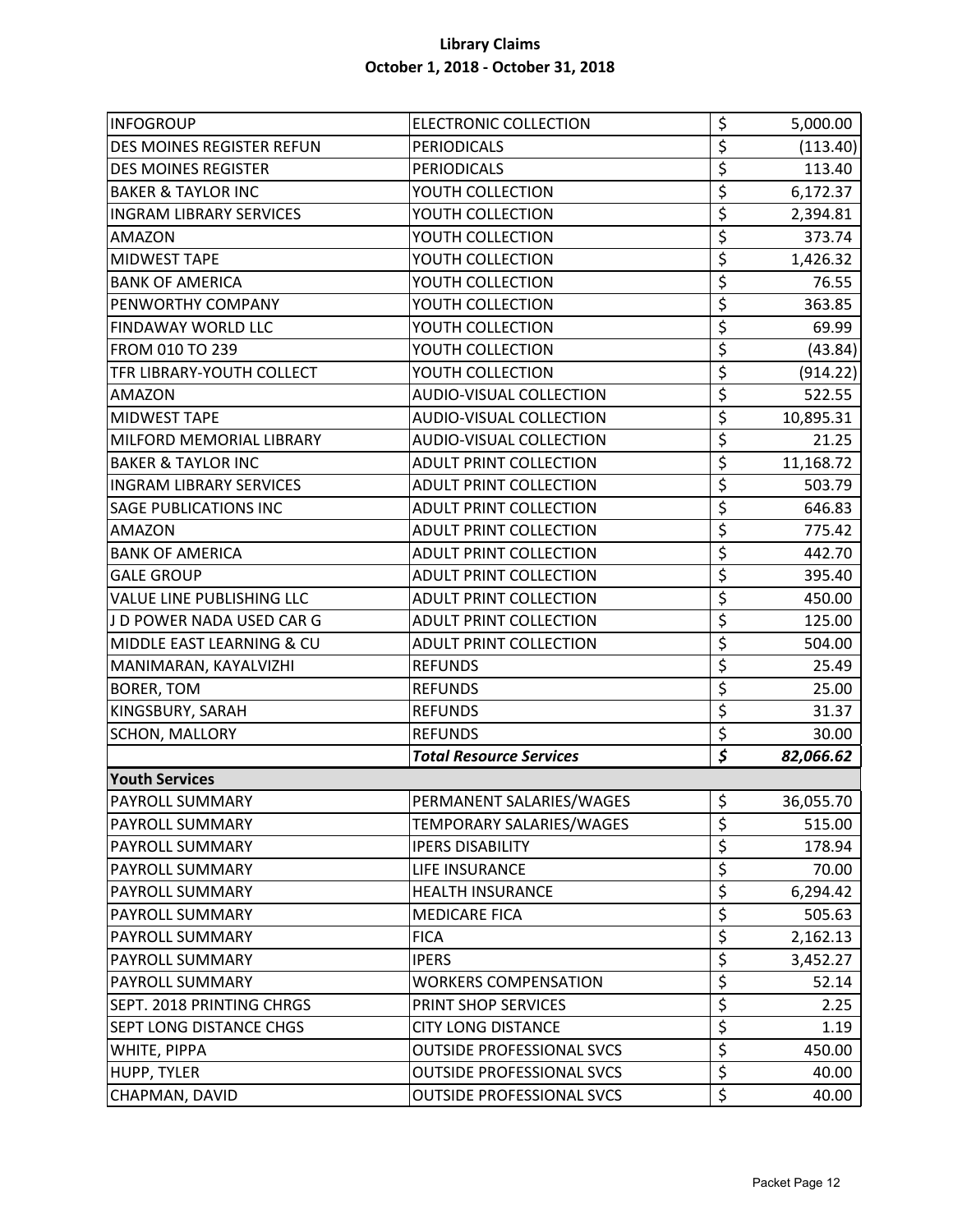# Library Claims

**October 1, 2018 - October 31, 2018**

| | | |
|---|---|---|
| INFOGROUP | ELECTRONIC COLLECTION | $ 5,000.00 |
| DES MOINES REGISTER REFUN | PERIODICALS | $ (113.40) |
| DES MOINES REGISTER | PERIODICALS | $ 113.40 |
| BAKER & TAYLOR INC | YOUTH COLLECTION | $ 6,172.37 |
| INGRAM LIBRARY SERVICES | YOUTH COLLECTION | $ 2,394.81 |
| AMAZON | YOUTH COLLECTION | $ 373.74 |
| MIDWEST TAPE | YOUTH COLLECTION | $ 1,426.32 |
| BANK OF AMERICA | YOUTH COLLECTION | $ 76.55 |
| PENWORTHY COMPANY | YOUTH COLLECTION | $ 363.85 |
| FINDAWAY WORLD LLC | YOUTH COLLECTION | $ 69.99 |
| FROM 010 TO 239 | YOUTH COLLECTION | $ (43.84) |
| TFR LIBRARY-YOUTH COLLECT | YOUTH COLLECTION | $ (914.22) |
| AMAZON | AUDIO-VISUAL COLLECTION | $ 522.55 |
| MIDWEST TAPE | AUDIO-VISUAL COLLECTION | $ 10,895.31 |
| MILFORD MEMORIAL LIBRARY | AUDIO-VISUAL COLLECTION | $ 21.25 |
| BAKER & TAYLOR INC | ADULT PRINT COLLECTION | $ 11,168.72 |
| INGRAM LIBRARY SERVICES | ADULT PRINT COLLECTION | $ 503.79 |
| SAGE PUBLICATIONS INC | ADULT PRINT COLLECTION | $ 646.83 |
| AMAZON | ADULT PRINT COLLECTION | $ 775.42 |
| BANK OF AMERICA | ADULT PRINT COLLECTION | $ 442.70 |
| GALE GROUP | ADULT PRINT COLLECTION | $ 395.40 |
| VALUE LINE PUBLISHING LLC | ADULT PRINT COLLECTION | $ 450.00 |
| J D POWER NADA USED CAR G | ADULT PRINT COLLECTION | $ 125.00 |
| MIDDLE EAST LEARNING & CU | ADULT PRINT COLLECTION | $ 504.00 |
| MANIMARAN, KAYALVIZHI | REFUNDS | $ 25.49 |
| BORER, TOM | REFUNDS | $ 25.00 |
| KINGSBURY, SARAH | REFUNDS | $ 31.37 |
| SCHON, MALLORY | REFUNDS | $ 30.00 |
| | ***Total Resource Services*** | ***$ 82,066.62*** |
| **Youth Services** | | |
| PAYROLL SUMMARY | PERMANENT SALARIES/WAGES | $ 36,055.70 |
| PAYROLL SUMMARY | TEMPORARY SALARIES/WAGES | $ 515.00 |
| PAYROLL SUMMARY | IPERS DISABILITY | $ 178.94 |
| PAYROLL SUMMARY | LIFE INSURANCE | $ 70.00 |
| PAYROLL SUMMARY | HEALTH INSURANCE | $ 6,294.42 |
| PAYROLL SUMMARY | MEDICARE FICA | $ 505.63 |
| PAYROLL SUMMARY | FICA | $ 2,162.13 |
| PAYROLL SUMMARY | IPERS | $ 3,452.27 |
| PAYROLL SUMMARY | WORKERS COMPENSATION | $ 52.14 |
| SEPT. 2018 PRINTING CHRGS | PRINT SHOP SERVICES | $ 2.25 |
| SEPT LONG DISTANCE CHGS | CITY LONG DISTANCE | $ 1.19 |
| WHITE, PIPPA | OUTSIDE PROFESSIONAL SVCS | $ 450.00 |
| HUPP, TYLER | OUTSIDE PROFESSIONAL SVCS | $ 40.00 |
| CHAPMAN, DAVID | OUTSIDE PROFESSIONAL SVCS | $ 40.00 |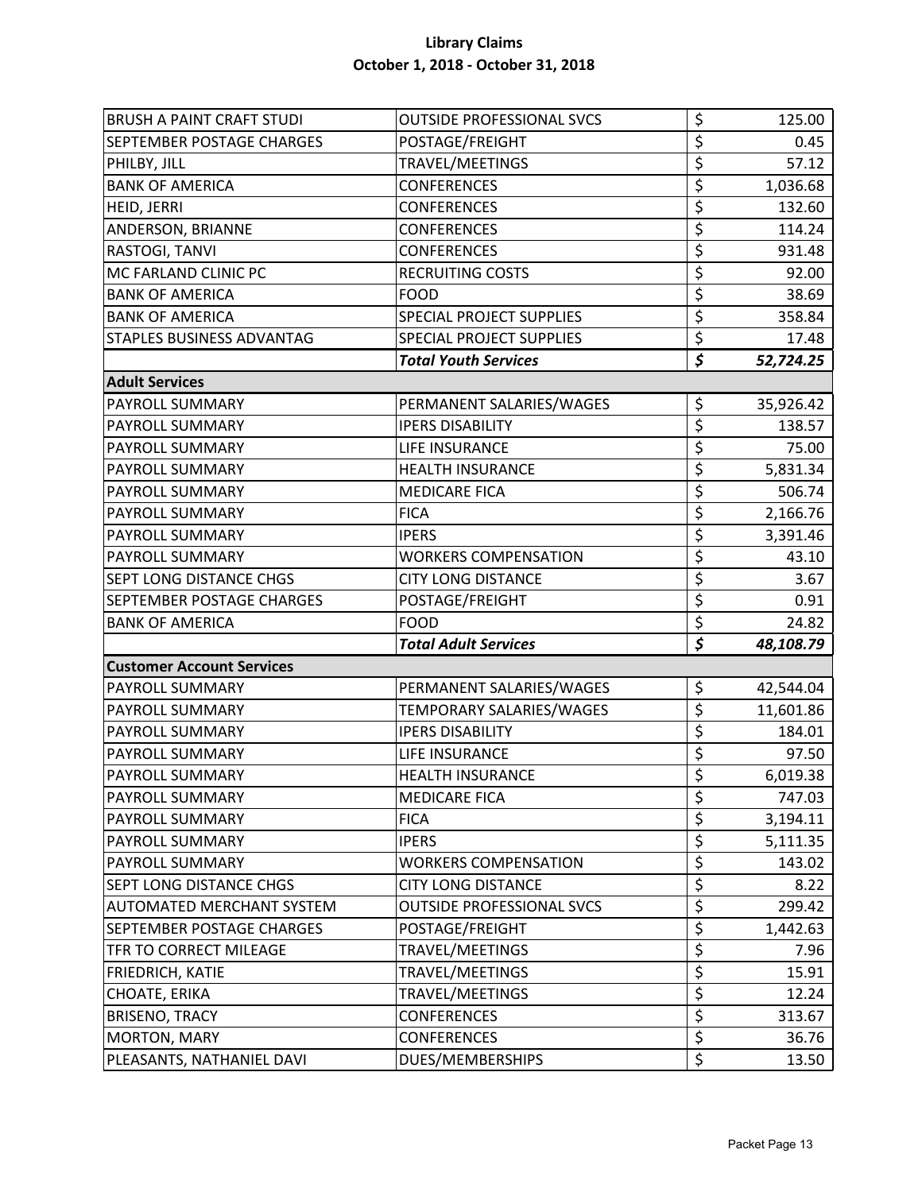**Library Claims**
**October 1, 2018 - October 31, 2018**

| | | |
|---|---|---|
| BRUSH A PAINT CRAFT STUDI | OUTSIDE PROFESSIONAL SVCS | $ 125.00 |
| SEPTEMBER POSTAGE CHARGES | POSTAGE/FREIGHT | $ 0.45 |
| PHILBY, JILL | TRAVEL/MEETINGS | $ 57.12 |
| BANK OF AMERICA | CONFERENCES | $ 1,036.68 |
| HEID, JERRI | CONFERENCES | $ 132.60 |
| ANDERSON, BRIANNE | CONFERENCES | $ 114.24 |
| RASTOGI, TANVI | CONFERENCES | $ 931.48 |
| MC FARLAND CLINIC PC | RECRUITING COSTS | $ 92.00 |
| BANK OF AMERICA | FOOD | $ 38.69 |
| BANK OF AMERICA | SPECIAL PROJECT SUPPLIES | $ 358.84 |
| STAPLES BUSINESS ADVANTAG | SPECIAL PROJECT SUPPLIES | $ 17.48 |
| | ***Total Youth Services*** | ***$ 52,724.25*** |
| **Adult Services** | | |
| PAYROLL SUMMARY | PERMANENT SALARIES/WAGES | $ 35,926.42 |
| PAYROLL SUMMARY | IPERS DISABILITY | $ 138.57 |
| PAYROLL SUMMARY | LIFE INSURANCE | $ 75.00 |
| PAYROLL SUMMARY | HEALTH INSURANCE | $ 5,831.34 |
| PAYROLL SUMMARY | MEDICARE FICA | $ 506.74 |
| PAYROLL SUMMARY | FICA | $ 2,166.76 |
| PAYROLL SUMMARY | IPERS | $ 3,391.46 |
| PAYROLL SUMMARY | WORKERS COMPENSATION | $ 43.10 |
| SEPT LONG DISTANCE CHGS | CITY LONG DISTANCE | $ 3.67 |
| SEPTEMBER POSTAGE CHARGES | POSTAGE/FREIGHT | $ 0.91 |
| BANK OF AMERICA | FOOD | $ 24.82 |
| | ***Total Adult Services*** | ***$ 48,108.79*** |
| **Customer Account Services** | | |
| PAYROLL SUMMARY | PERMANENT SALARIES/WAGES | $ 42,544.04 |
| PAYROLL SUMMARY | TEMPORARY SALARIES/WAGES | $ 11,601.86 |
| PAYROLL SUMMARY | IPERS DISABILITY | $ 184.01 |
| PAYROLL SUMMARY | LIFE INSURANCE | $ 97.50 |
| PAYROLL SUMMARY | HEALTH INSURANCE | $ 6,019.38 |
| PAYROLL SUMMARY | MEDICARE FICA | $ 747.03 |
| PAYROLL SUMMARY | FICA | $ 3,194.11 |
| PAYROLL SUMMARY | IPERS | $ 5,111.35 |
| PAYROLL SUMMARY | WORKERS COMPENSATION | $ 143.02 |
| SEPT LONG DISTANCE CHGS | CITY LONG DISTANCE | $ 8.22 |
| AUTOMATED MERCHANT SYSTEM | OUTSIDE PROFESSIONAL SVCS | $ 299.42 |
| SEPTEMBER POSTAGE CHARGES | POSTAGE/FREIGHT | $ 1,442.63 |
| TFR TO CORRECT MILEAGE | TRAVEL/MEETINGS | $ 7.96 |
| FRIEDRICH, KATIE | TRAVEL/MEETINGS | $ 15.91 |
| CHOATE, ERIKA | TRAVEL/MEETINGS | $ 12.24 |
| BRISENO, TRACY | CONFERENCES | $ 313.67 |
| MORTON, MARY | CONFERENCES | $ 36.76 |
| PLEASANTS, NATHANIEL DAVI | DUES/MEMBERSHIPS | $ 13.50 |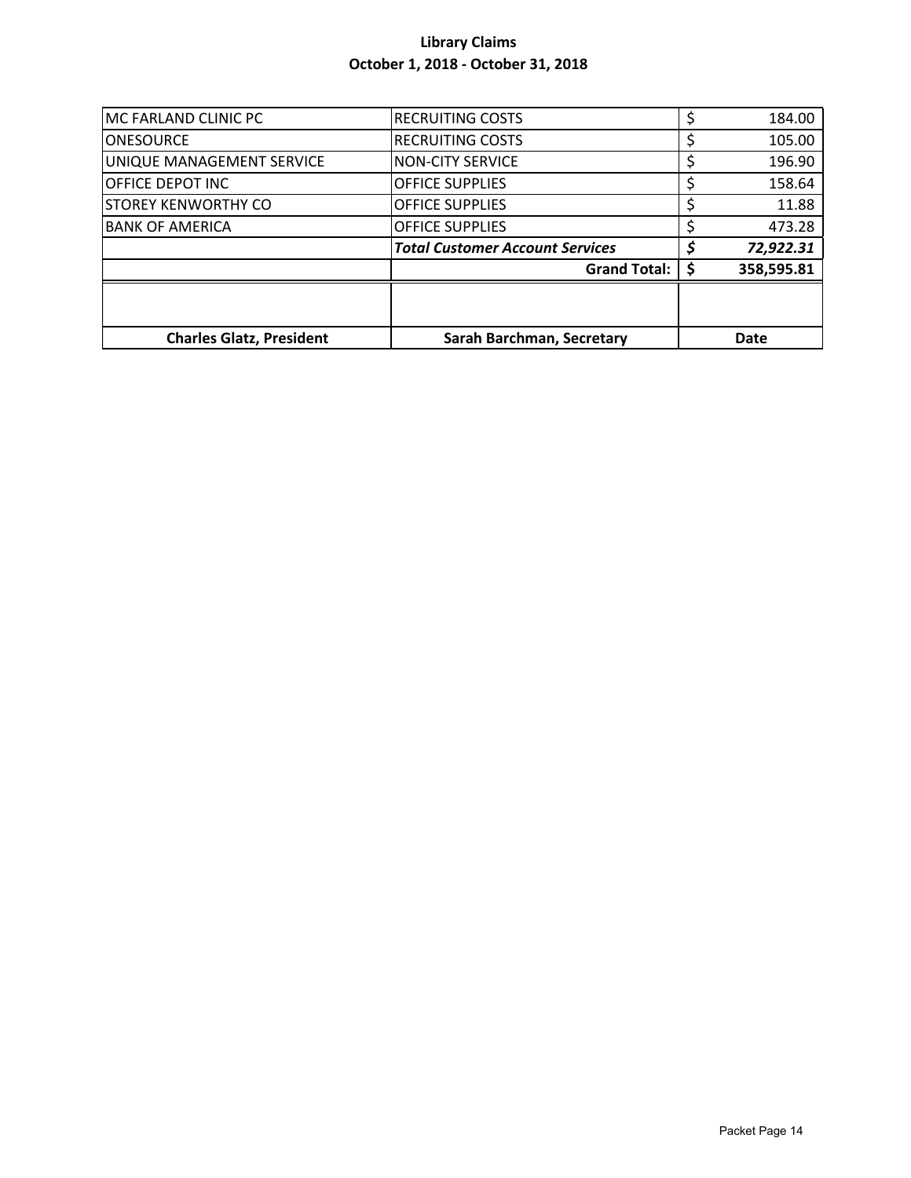**Library Claims**
**October 1, 2018 - October 31, 2018**

| | | |
|---|---|---|
| MC FARLAND CLINIC PC | RECRUITING COSTS | $ 184.00 |
| ONESOURCE | RECRUITING COSTS | $ 105.00 |
| UNIQUE MANAGEMENT SERVICE | NON-CITY SERVICE | $ 196.90 |
| OFFICE DEPOT INC | OFFICE SUPPLIES | $ 158.64 |
| STOREY KENWORTHY CO | OFFICE SUPPLIES | $ 11.88 |
| BANK OF AMERICA | OFFICE SUPPLIES | $ 473.28 |
| | ***Total Customer Account Services*** | ***$ 72,922.31*** |
| | **Grand Total:** | **$ 358,595.81** |
| | | |
| **Charles Glatz, President** | **Sarah Barchman, Secretary** | **Date** |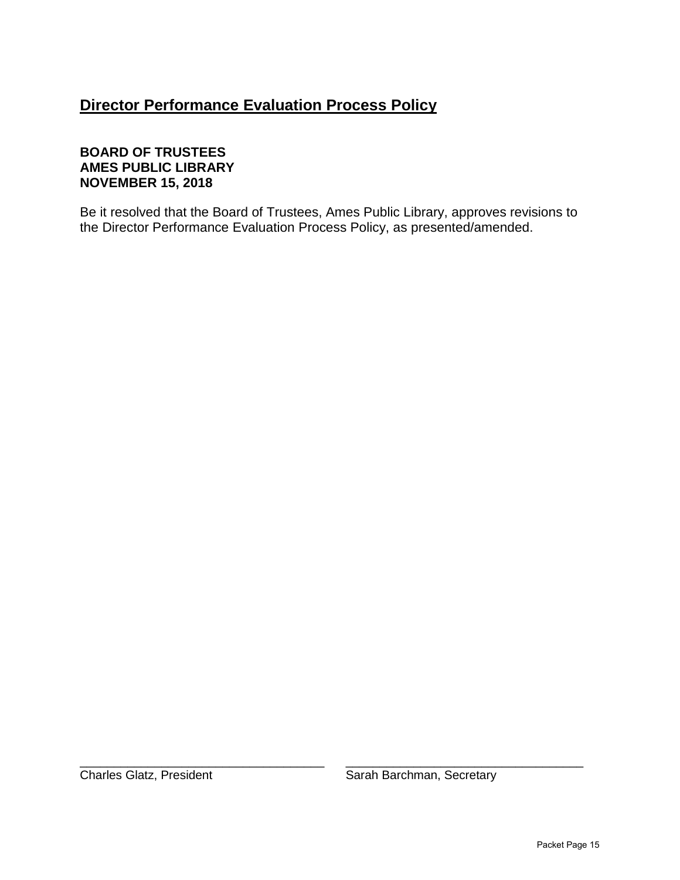## Director Performance Evaluation Process Policy

**BOARD OF TRUSTEES**
**AMES PUBLIC LIBRARY**
**NOVEMBER 15, 2018**

Be it resolved that the Board of Trustees, Ames Public Library, approves revisions to the Director Performance Evaluation Process Policy, as presented/amended.

\_\_\_\_\_\_\_\_\_\_\_\_\_\_\_\_\_\_\_\_\_\_\_\_\_\_\_\_\_\_\_\_\_\_\_
Charles Glatz, President

\_\_\_\_\_\_\_\_\_\_\_\_\_\_\_\_\_\_\_\_\_\_\_\_\_\_\_\_\_\_\_\_\_\_\_
Sarah Barchman, Secretary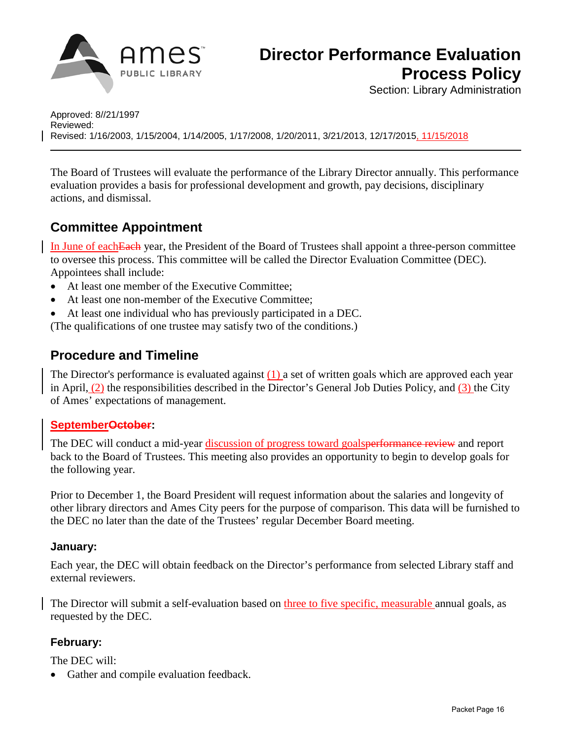# Director Performance Evaluation Process Policy

Section: Library Administration

Approved: 8//21/1997
Reviewed:
Revised: 1/16/2003, 1/15/2004, 1/14/2005, 1/17/2008, 1/20/2011, 3/21/2013, 12/17/2015, 11/15/2018

---

The Board of Trustees will evaluate the performance of the Library Director annually. This performance evaluation provides a basis for professional development and growth, pay decisions, disciplinary actions, and dismissal.

## Committee Appointment

In June of each~~Each~~ year, the President of the Board of Trustees shall appoint a three-person committee to oversee this process. This committee will be called the Director Evaluation Committee (DEC). Appointees shall include:

- At least one member of the Executive Committee;
- At least one non-member of the Executive Committee;
- At least one individual who has previously participated in a DEC.

(The qualifications of one trustee may satisfy two of the conditions.)

## Procedure and Timeline

The Director's performance is evaluated against (1) a set of written goals which are approved each year in April, (2) the responsibilities described in the Director's General Job Duties Policy, and (3) the City of Ames' expectations of management.

### September~~October~~:

The DEC will conduct a mid-year discussion of progress toward goals~~performance review~~ and report back to the Board of Trustees. This meeting also provides an opportunity to begin to develop goals for the following year.

Prior to December 1, the Board President will request information about the salaries and longevity of other library directors and Ames City peers for the purpose of comparison. This data will be furnished to the DEC no later than the date of the Trustees' regular December Board meeting.

### January:

Each year, the DEC will obtain feedback on the Director's performance from selected Library staff and external reviewers.

The Director will submit a self-evaluation based on three to five specific, measurable annual goals, as requested by the DEC.

### February:

The DEC will:

- Gather and compile evaluation feedback.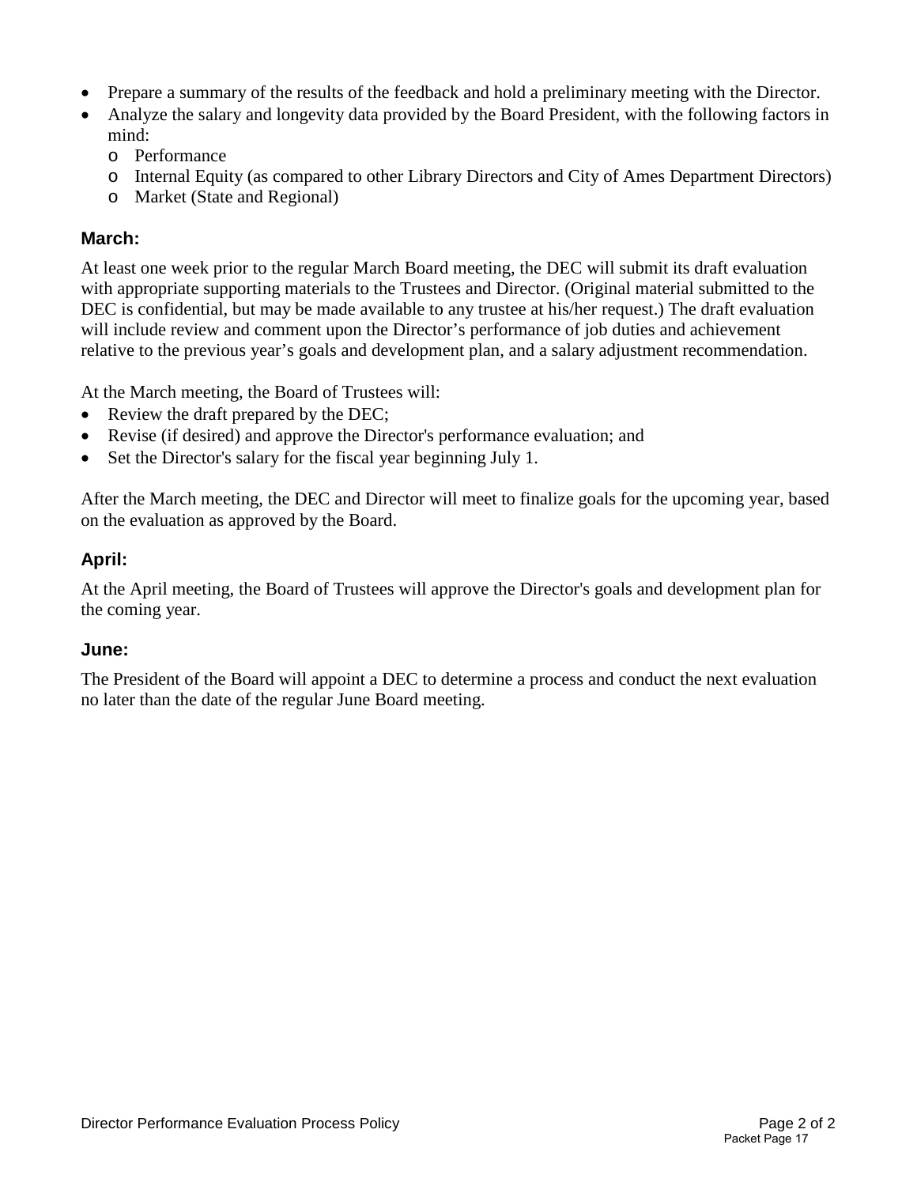- Prepare a summary of the results of the feedback and hold a preliminary meeting with the Director.
- Analyze the salary and longevity data provided by the Board President, with the following factors in mind:
  - Performance
  - Internal Equity (as compared to other Library Directors and City of Ames Department Directors)
  - Market (State and Regional)

### March:

At least one week prior to the regular March Board meeting, the DEC will submit its draft evaluation with appropriate supporting materials to the Trustees and Director. (Original material submitted to the DEC is confidential, but may be made available to any trustee at his/her request.) The draft evaluation will include review and comment upon the Director's performance of job duties and achievement relative to the previous year's goals and development plan, and a salary adjustment recommendation.

At the March meeting, the Board of Trustees will:

- Review the draft prepared by the DEC;
- Revise (if desired) and approve the Director's performance evaluation; and
- Set the Director's salary for the fiscal year beginning July 1.

After the March meeting, the DEC and Director will meet to finalize goals for the upcoming year, based on the evaluation as approved by the Board.

### April:

At the April meeting, the Board of Trustees will approve the Director's goals and development plan for the coming year.

### June:

The President of the Board will appoint a DEC to determine a process and conduct the next evaluation no later than the date of the regular June Board meeting.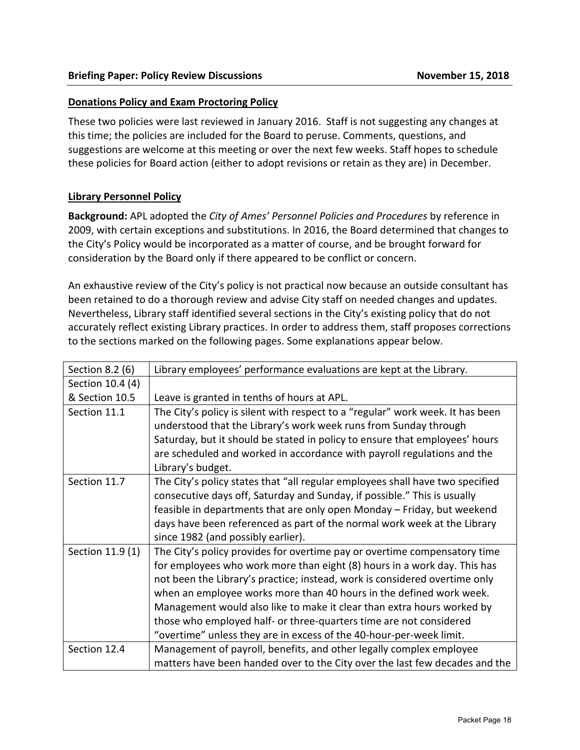**Briefing Paper: Policy Review Discussions** **November 15, 2018**

**Donations Policy and Exam Proctoring Policy**

These two policies were last reviewed in January 2016. Staff is not suggesting any changes at this time; the policies are included for the Board to peruse. Comments, questions, and suggestions are welcome at this meeting or over the next few weeks. Staff hopes to schedule these policies for Board action (either to adopt revisions or retain as they are) in December.

**Library Personnel Policy**

**Background:** APL adopted the *City of Ames' Personnel Policies and Procedures* by reference in 2009, with certain exceptions and substitutions. In 2016, the Board determined that changes to the City's Policy would be incorporated as a matter of course, and be brought forward for consideration by the Board only if there appeared to be conflict or concern.

An exhaustive review of the City's policy is not practical now because an outside consultant has been retained to do a thorough review and advise City staff on needed changes and updates. Nevertheless, Library staff identified several sections in the City's existing policy that do not accurately reflect existing Library practices. In order to address them, staff proposes corrections to the sections marked on the following pages. Some explanations appear below.

| | |
|---|---|
| Section 8.2 (6) | Library employees' performance evaluations are kept at the Library. |
| Section 10.4 (4) & Section 10.5 | Leave is granted in tenths of hours at APL. |
| Section 11.1 | The City's policy is silent with respect to a "regular" work week. It has been understood that the Library's work week runs from Sunday through Saturday, but it should be stated in policy to ensure that employees' hours are scheduled and worked in accordance with payroll regulations and the Library's budget. |
| Section 11.7 | The City's policy states that "all regular employees shall have two specified consecutive days off, Saturday and Sunday, if possible." This is usually feasible in departments that are only open Monday – Friday, but weekend days have been referenced as part of the normal work week at the Library since 1982 (and possibly earlier). |
| Section 11.9 (1) | The City's policy provides for overtime pay or overtime compensatory time for employees who work more than eight (8) hours in a work day. This has not been the Library's practice; instead, work is considered overtime only when an employee works more than 40 hours in the defined work week. Management would also like to make it clear than extra hours worked by those who employed half- or three-quarters time are not considered "overtime" unless they are in excess of the 40-hour-per-week limit. |
| Section 12.4 | Management of payroll, benefits, and other legally complex employee matters have been handed over to the City over the last few decades and the |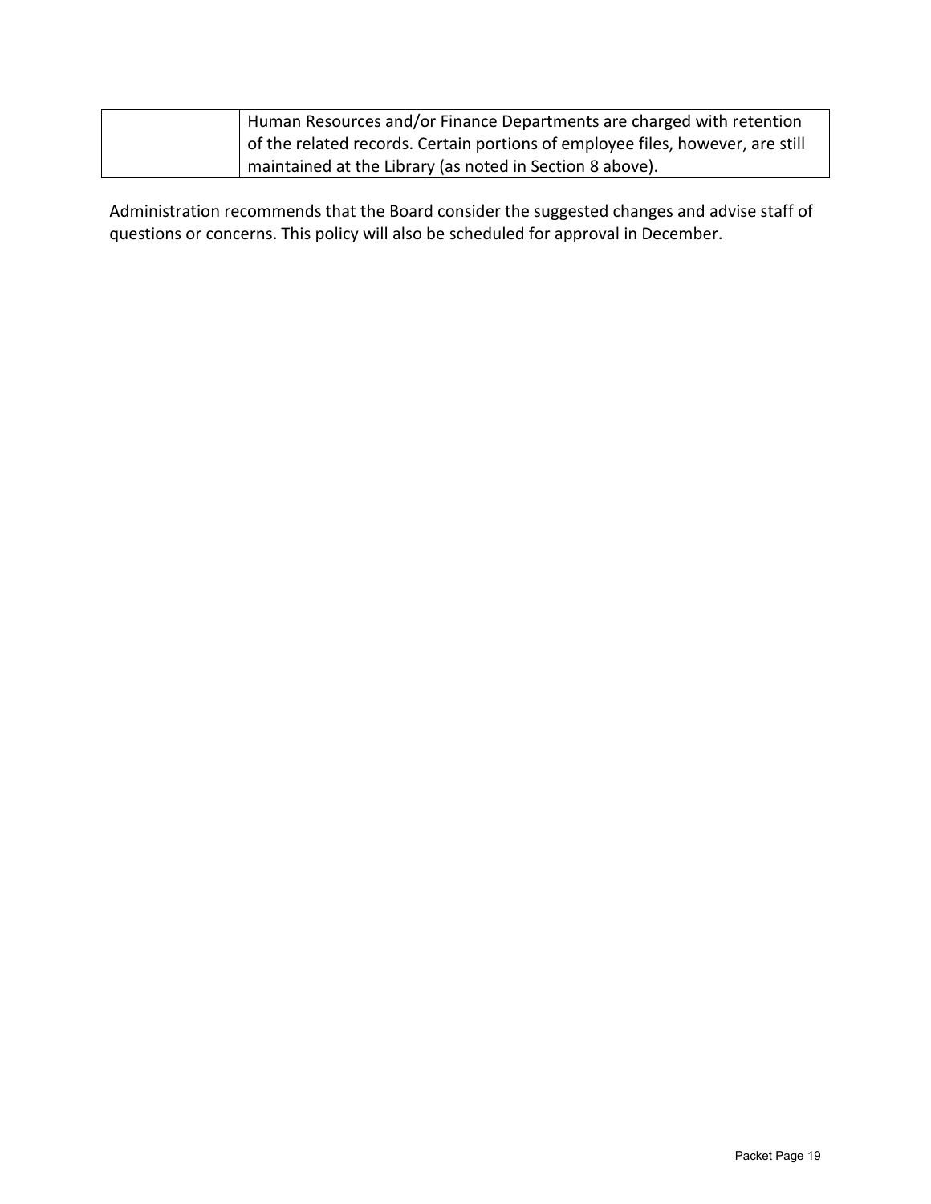| | |
|---|---|
| | Human Resources and/or Finance Departments are charged with retention of the related records. Certain portions of employee files, however, are still maintained at the Library (as noted in Section 8 above). |

Administration recommends that the Board consider the suggested changes and advise staff of questions or concerns. This policy will also be scheduled for approval in December.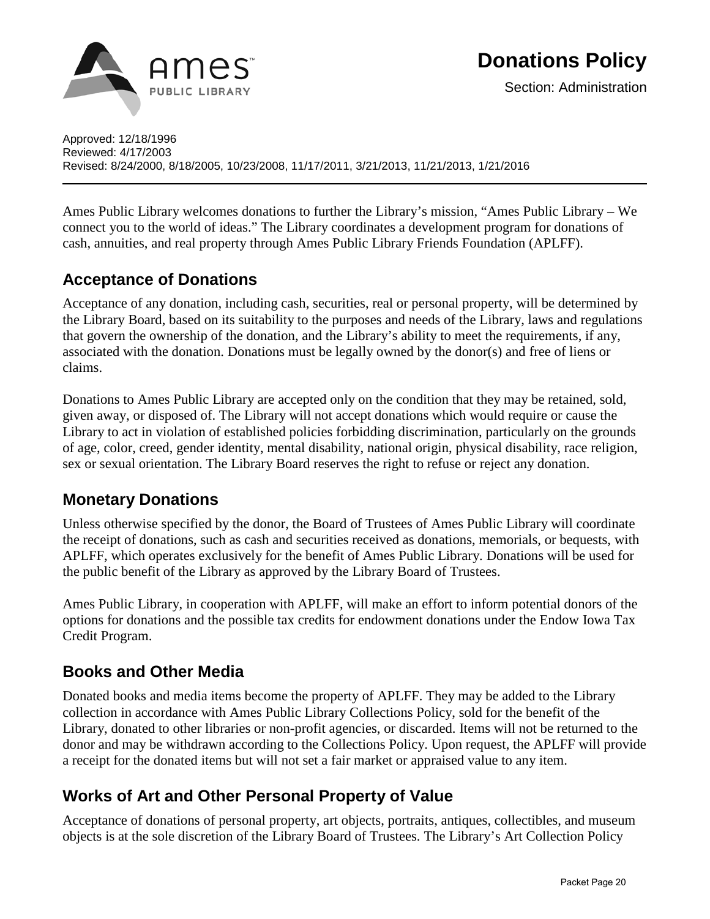# Donations Policy

Section: Administration

Approved: 12/18/1996
Reviewed: 4/17/2003
Revised: 8/24/2000, 8/18/2005, 10/23/2008, 11/17/2011, 3/21/2013, 11/21/2013, 1/21/2016

---

Ames Public Library welcomes donations to further the Library's mission, "Ames Public Library – We connect you to the world of ideas." The Library coordinates a development program for donations of cash, annuities, and real property through Ames Public Library Friends Foundation (APLFF).

## Acceptance of Donations

Acceptance of any donation, including cash, securities, real or personal property, will be determined by the Library Board, based on its suitability to the purposes and needs of the Library, laws and regulations that govern the ownership of the donation, and the Library's ability to meet the requirements, if any, associated with the donation. Donations must be legally owned by the donor(s) and free of liens or claims.

Donations to Ames Public Library are accepted only on the condition that they may be retained, sold, given away, or disposed of. The Library will not accept donations which would require or cause the Library to act in violation of established policies forbidding discrimination, particularly on the grounds of age, color, creed, gender identity, mental disability, national origin, physical disability, race religion, sex or sexual orientation. The Library Board reserves the right to refuse or reject any donation.

## Monetary Donations

Unless otherwise specified by the donor, the Board of Trustees of Ames Public Library will coordinate the receipt of donations, such as cash and securities received as donations, memorials, or bequests, with APLFF, which operates exclusively for the benefit of Ames Public Library. Donations will be used for the public benefit of the Library as approved by the Library Board of Trustees.

Ames Public Library, in cooperation with APLFF, will make an effort to inform potential donors of the options for donations and the possible tax credits for endowment donations under the Endow Iowa Tax Credit Program.

## Books and Other Media

Donated books and media items become the property of APLFF. They may be added to the Library collection in accordance with Ames Public Library Collections Policy, sold for the benefit of the Library, donated to other libraries or non-profit agencies, or discarded. Items will not be returned to the donor and may be withdrawn according to the Collections Policy. Upon request, the APLFF will provide a receipt for the donated items but will not set a fair market or appraised value to any item.

## Works of Art and Other Personal Property of Value

Acceptance of donations of personal property, art objects, portraits, antiques, collectibles, and museum objects is at the sole discretion of the Library Board of Trustees. The Library's Art Collection Policy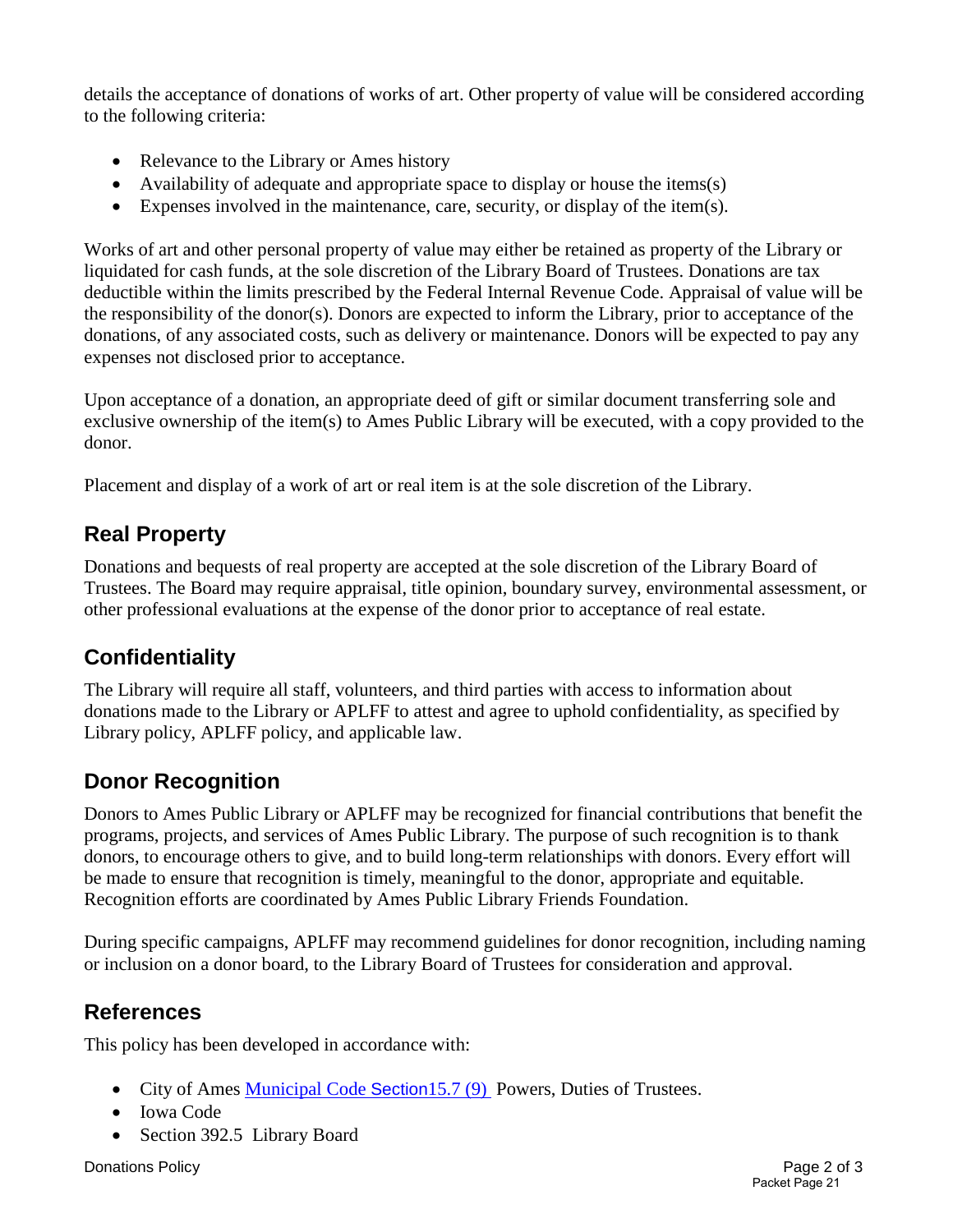details the acceptance of donations of works of art. Other property of value will be considered according to the following criteria:

- Relevance to the Library or Ames history
- Availability of adequate and appropriate space to display or house the items(s)
- Expenses involved in the maintenance, care, security, or display of the item(s).

Works of art and other personal property of value may either be retained as property of the Library or liquidated for cash funds, at the sole discretion of the Library Board of Trustees. Donations are tax deductible within the limits prescribed by the Federal Internal Revenue Code. Appraisal of value will be the responsibility of the donor(s). Donors are expected to inform the Library, prior to acceptance of the donations, of any associated costs, such as delivery or maintenance. Donors will be expected to pay any expenses not disclosed prior to acceptance.

Upon acceptance of a donation, an appropriate deed of gift or similar document transferring sole and exclusive ownership of the item(s) to Ames Public Library will be executed, with a copy provided to the donor.

Placement and display of a work of art or real item is at the sole discretion of the Library.

## Real Property

Donations and bequests of real property are accepted at the sole discretion of the Library Board of Trustees. The Board may require appraisal, title opinion, boundary survey, environmental assessment, or other professional evaluations at the expense of the donor prior to acceptance of real estate.

## Confidentiality

The Library will require all staff, volunteers, and third parties with access to information about donations made to the Library or APLFF to attest and agree to uphold confidentiality, as specified by Library policy, APLFF policy, and applicable law.

## Donor Recognition

Donors to Ames Public Library or APLFF may be recognized for financial contributions that benefit the programs, projects, and services of Ames Public Library. The purpose of such recognition is to thank donors, to encourage others to give, and to build long-term relationships with donors. Every effort will be made to ensure that recognition is timely, meaningful to the donor, appropriate and equitable. Recognition efforts are coordinated by Ames Public Library Friends Foundation.

During specific campaigns, APLFF may recommend guidelines for donor recognition, including naming or inclusion on a donor board, to the Library Board of Trustees for consideration and approval.

## References

This policy has been developed in accordance with:

- City of Ames Municipal Code Section15.7 (9) Powers, Duties of Trustees.
- Iowa Code
- Section 392.5 Library Board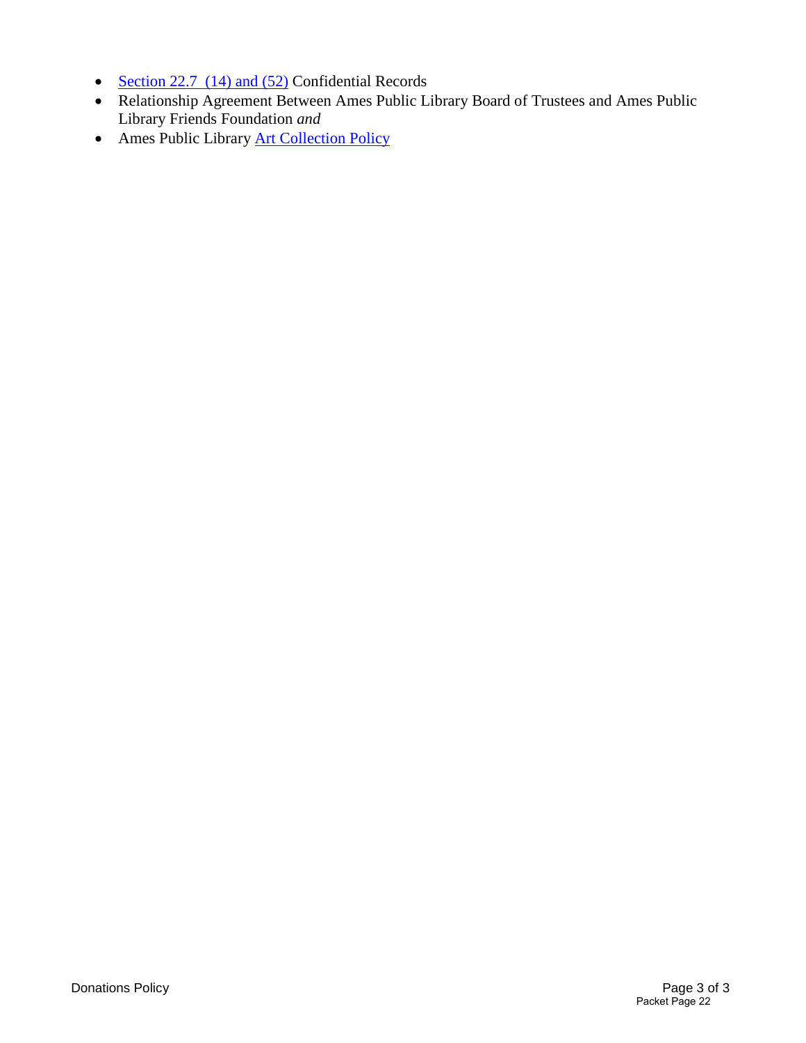- Section 22.7 (14) and (52) Confidential Records
- Relationship Agreement Between Ames Public Library Board of Trustees and Ames Public Library Friends Foundation *and*
- Ames Public Library Art Collection Policy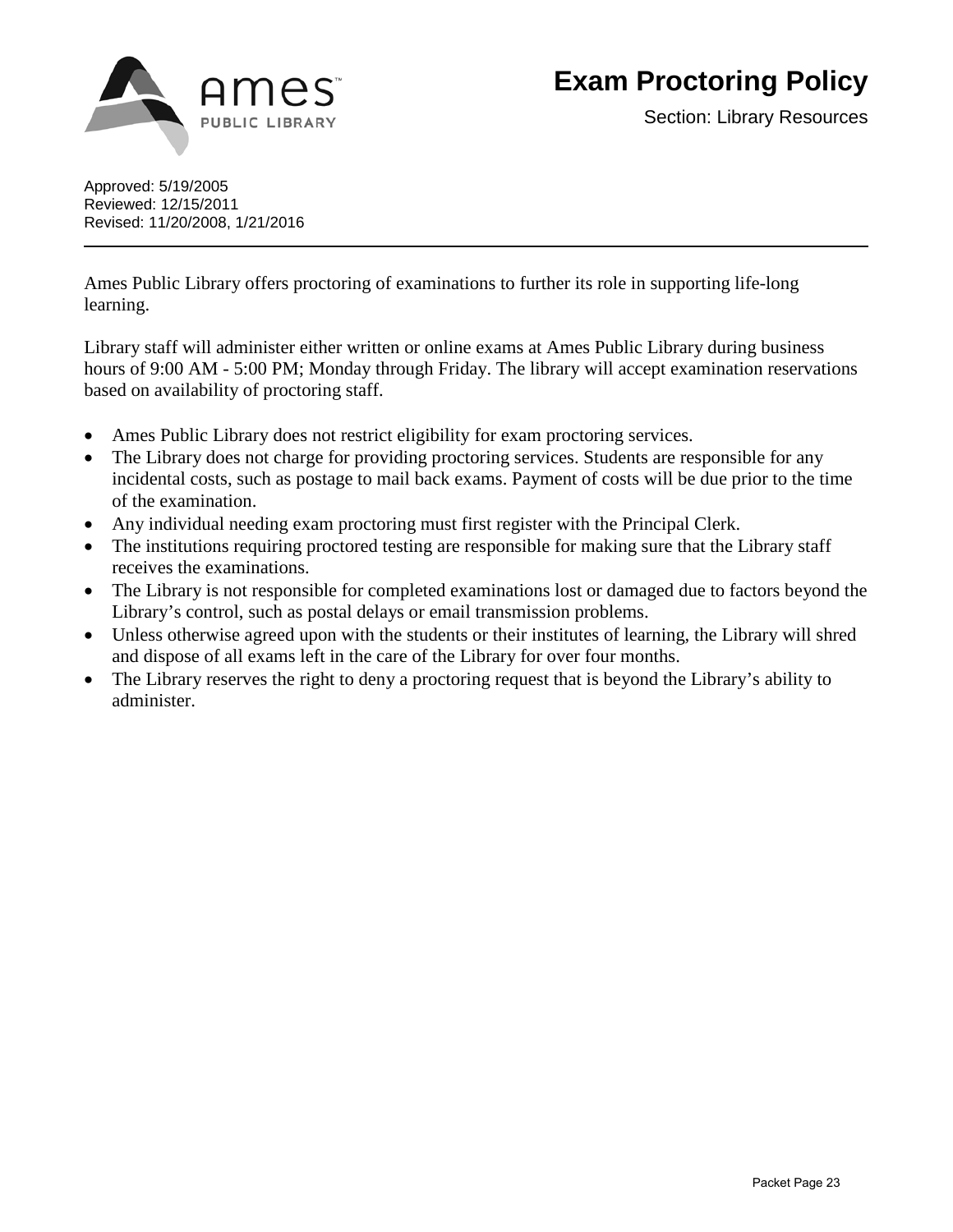# Exam Proctoring Policy

Section: Library Resources

Approved: 5/19/2005
Reviewed: 12/15/2011
Revised: 11/20/2008, 1/21/2016

---

Ames Public Library offers proctoring of examinations to further its role in supporting life-long learning.

Library staff will administer either written or online exams at Ames Public Library during business hours of 9:00 AM - 5:00 PM; Monday through Friday. The library will accept examination reservations based on availability of proctoring staff.

- Ames Public Library does not restrict eligibility for exam proctoring services.
- The Library does not charge for providing proctoring services. Students are responsible for any incidental costs, such as postage to mail back exams. Payment of costs will be due prior to the time of the examination.
- Any individual needing exam proctoring must first register with the Principal Clerk.
- The institutions requiring proctored testing are responsible for making sure that the Library staff receives the examinations.
- The Library is not responsible for completed examinations lost or damaged due to factors beyond the Library's control, such as postal delays or email transmission problems.
- Unless otherwise agreed upon with the students or their institutes of learning, the Library will shred and dispose of all exams left in the care of the Library for over four months.
- The Library reserves the right to deny a proctoring request that is beyond the Library's ability to administer.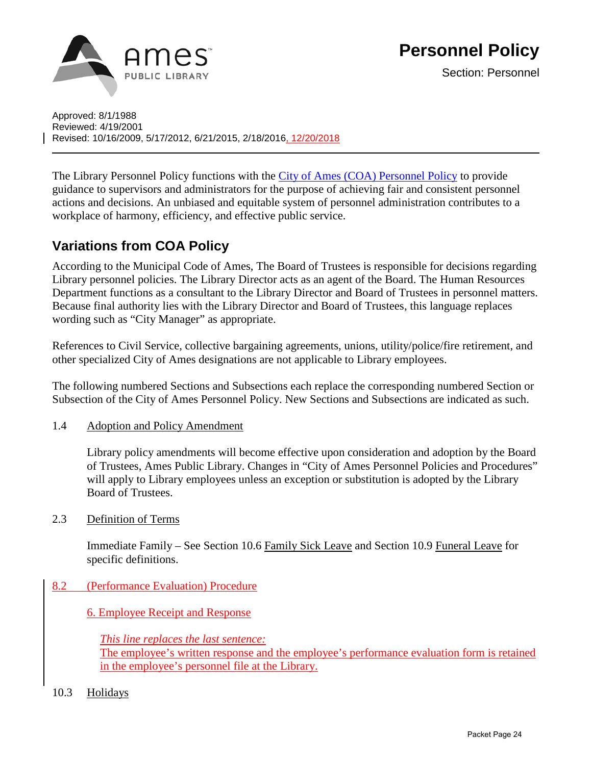**Ames Public Library**

# Personnel Policy

Section: Personnel

Approved: 8/1/1988
Reviewed: 4/19/2001
Revised: 10/16/2009, 5/17/2012, 6/21/2015, 2/18/2016, 12/20/2018

---

The Library Personnel Policy functions with the City of Ames (COA) Personnel Policy to provide guidance to supervisors and administrators for the purpose of achieving fair and consistent personnel actions and decisions. An unbiased and equitable system of personnel administration contributes to a workplace of harmony, efficiency, and effective public service.

## Variations from COA Policy

According to the Municipal Code of Ames, The Board of Trustees is responsible for decisions regarding Library personnel policies. The Library Director acts as an agent of the Board. The Human Resources Department functions as a consultant to the Library Director and Board of Trustees in personnel matters. Because final authority lies with the Library Director and Board of Trustees, this language replaces wording such as "City Manager" as appropriate.

References to Civil Service, collective bargaining agreements, unions, utility/police/fire retirement, and other specialized City of Ames designations are not applicable to Library employees.

The following numbered Sections and Subsections each replace the corresponding numbered Section or Subsection of the City of Ames Personnel Policy. New Sections and Subsections are indicated as such.

1.4 Adoption and Policy Amendment

Library policy amendments will become effective upon consideration and adoption by the Board of Trustees, Ames Public Library. Changes in "City of Ames Personnel Policies and Procedures" will apply to Library employees unless an exception or substitution is adopted by the Library Board of Trustees.

2.3 Definition of Terms

Immediate Family – See Section 10.6 Family Sick Leave and Section 10.9 Funeral Leave for specific definitions.

8.2 (Performance Evaluation) Procedure

6. Employee Receipt and Response

*This line replaces the last sentence:*
The employee's written response and the employee's performance evaluation form is retained in the employee's personnel file at the Library.

10.3 Holidays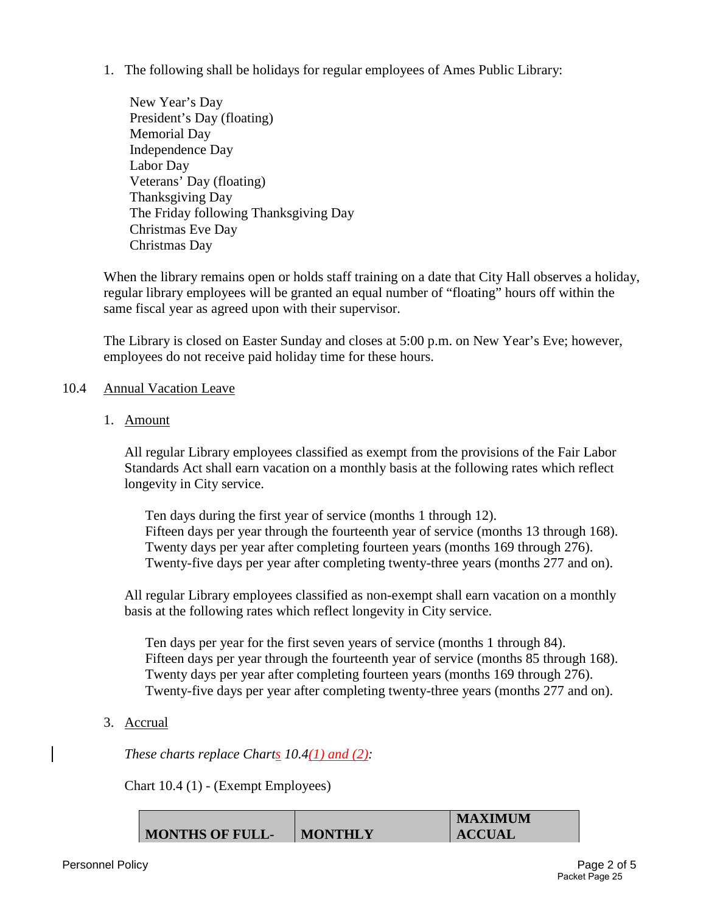1. The following shall be holidays for regular employees of Ames Public Library:

   New Year's Day
   President's Day (floating)
   Memorial Day
   Independence Day
   Labor Day
   Veterans' Day (floating)
   Thanksgiving Day
   The Friday following Thanksgiving Day
   Christmas Eve Day
   Christmas Day

   When the library remains open or holds staff training on a date that City Hall observes a holiday, regular library employees will be granted an equal number of "floating" hours off within the same fiscal year as agreed upon with their supervisor.

   The Library is closed on Easter Sunday and closes at 5:00 p.m. on New Year's Eve; however, employees do not receive paid holiday time for these hours.

10.4 Annual Vacation Leave

1. Amount

   All regular Library employees classified as exempt from the provisions of the Fair Labor Standards Act shall earn vacation on a monthly basis at the following rates which reflect longevity in City service.

   Ten days during the first year of service (months 1 through 12).
   Fifteen days per year through the fourteenth year of service (months 13 through 168).
   Twenty days per year after completing fourteen years (months 169 through 276).
   Twenty-five days per year after completing twenty-three years (months 277 and on).

   All regular Library employees classified as non-exempt shall earn vacation on a monthly basis at the following rates which reflect longevity in City service.

   Ten days per year for the first seven years of service (months 1 through 84).
   Fifteen days per year through the fourteenth year of service (months 85 through 168).
   Twenty days per year after completing fourteen years (months 169 through 276).
   Twenty-five days per year after completing twenty-three years (months 277 and on).

3. Accrual

   *These charts replace Charts 10.4(1) and (2):*

   Chart 10.4 (1) - (Exempt Employees)

| MONTHS OF FULL- | MONTHLY | MAXIMUM ACCUAL |
|---|---|---|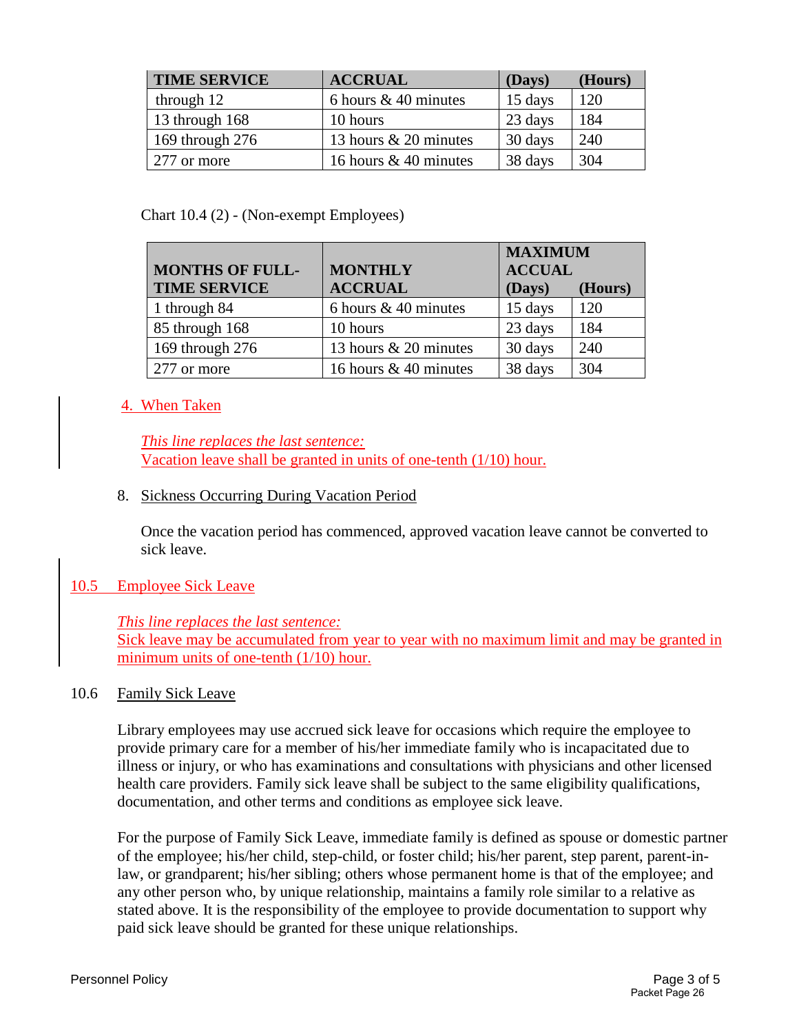| TIME SERVICE | ACCRUAL | (Days) | (Hours) |
|---|---|---|---|
| through 12 | 6 hours & 40 minutes | 15 days | 120 |
| 13 through 168 | 10 hours | 23 days | 184 |
| 169 through 276 | 13 hours & 20 minutes | 30 days | 240 |
| 277 or more | 16 hours & 40 minutes | 38 days | 304 |

Chart 10.4 (2) - (Non-exempt Employees)

| MONTHS OF FULL-TIME SERVICE | MONTHLY ACCRUAL | MAXIMUM ACCUAL (Days) | (Hours) |
|---|---|---|---|
| 1 through 84 | 6 hours & 40 minutes | 15 days | 120 |
| 85 through 168 | 10 hours | 23 days | 184 |
| 169 through 276 | 13 hours & 20 minutes | 30 days | 240 |
| 277 or more | 16 hours & 40 minutes | 38 days | 304 |

4. When Taken

*This line replaces the last sentence:*
Vacation leave shall be granted in units of one-tenth (1/10) hour.

8. Sickness Occurring During Vacation Period

Once the vacation period has commenced, approved vacation leave cannot be converted to sick leave.

10.5 Employee Sick Leave

*This line replaces the last sentence:*
Sick leave may be accumulated from year to year with no maximum limit and may be granted in minimum units of one-tenth (1/10) hour.

10.6 Family Sick Leave

Library employees may use accrued sick leave for occasions which require the employee to provide primary care for a member of his/her immediate family who is incapacitated due to illness or injury, or who has examinations and consultations with physicians and other licensed health care providers. Family sick leave shall be subject to the same eligibility qualifications, documentation, and other terms and conditions as employee sick leave.

For the purpose of Family Sick Leave, immediate family is defined as spouse or domestic partner of the employee; his/her child, step-child, or foster child; his/her parent, step parent, parent-in-law, or grandparent; his/her sibling; others whose permanent home is that of the employee; and any other person who, by unique relationship, maintains a family role similar to a relative as stated above. It is the responsibility of the employee to provide documentation to support why paid sick leave should be granted for these unique relationships.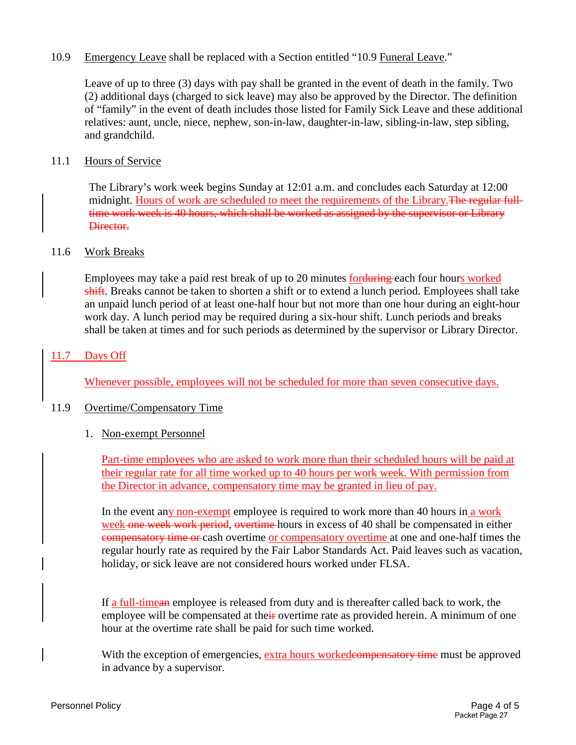10.9 Emergency Leave shall be replaced with a Section entitled "10.9 Funeral Leave."

Leave of up to three (3) days with pay shall be granted in the event of death in the family. Two (2) additional days (charged to sick leave) may also be approved by the Director. The definition of "family" in the event of death includes those listed for Family Sick Leave and these additional relatives: aunt, uncle, niece, nephew, son-in-law, daughter-in-law, sibling-in-law, step sibling, and grandchild.

11.1 Hours of Service

The Library's work week begins Sunday at 12:01 a.m. and concludes each Saturday at 12:00 midnight. Hours of work are scheduled to meet the requirements of the Library.~~The regular full-time work week is 40 hours, which shall be worked as assigned by the supervisor or Library Director.~~

11.6 Work Breaks

Employees may take a paid rest break of up to 20 minutes for~~during~~ each four hours worked ~~shift~~. Breaks cannot be taken to shorten a shift or to extend a lunch period. Employees shall take an unpaid lunch period of at least one-half hour but not more than one hour during an eight-hour work day. A lunch period may be required during a six-hour shift. Lunch periods and breaks shall be taken at times and for such periods as determined by the supervisor or Library Director.

11.7 Days Off

Whenever possible, employees will not be scheduled for more than seven consecutive days.

11.9 Overtime/Compensatory Time

1. Non-exempt Personnel

   Part-time employees who are asked to work more than their scheduled hours will be paid at their regular rate for all time worked up to 40 hours per work week. With permission from the Director in advance, compensatory time may be granted in lieu of pay.

   In the event any non-exempt employee is required to work more than 40 hours in a work week ~~one week work period~~, ~~overtime~~ hours in excess of 40 shall be compensated in either ~~compensatory time or~~ cash overtime or compensatory overtime at one and one-half times the regular hourly rate as required by the Fair Labor Standards Act. Paid leaves such as vacation, holiday, or sick leave are not considered hours worked under FLSA.

   If a full-time~~an~~ employee is released from duty and is thereafter called back to work, the employee will be compensated at the~~ir~~ overtime rate as provided herein. A minimum of one hour at the overtime rate shall be paid for such time worked.

   With the exception of emergencies, extra hours worked~~compensatory time~~ must be approved in advance by a supervisor.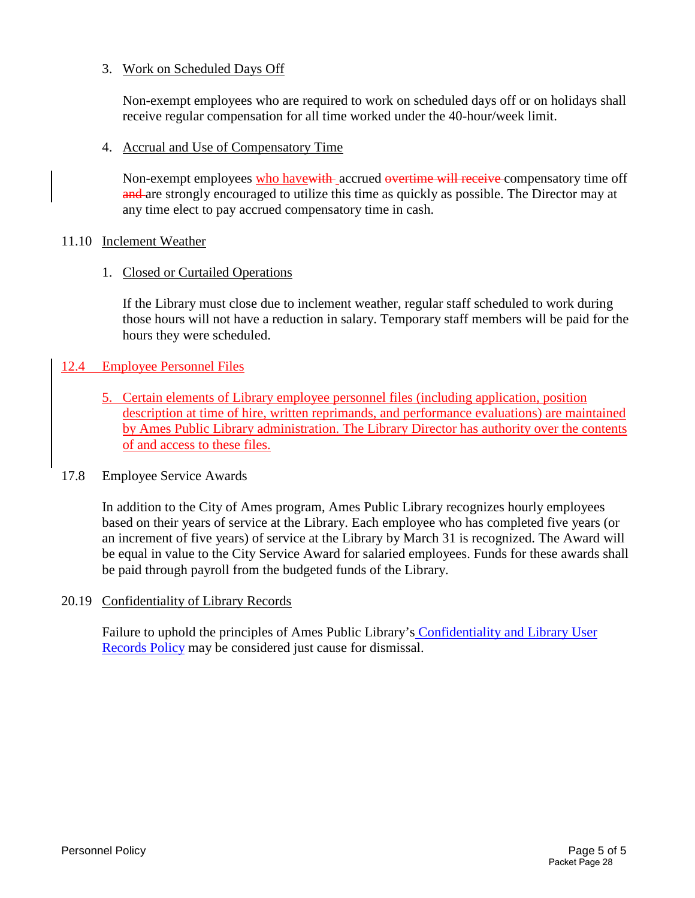3. Work on Scheduled Days Off

   Non-exempt employees who are required to work on scheduled days off or on holidays shall receive regular compensation for all time worked under the 40-hour/week limit.

4. Accrual and Use of Compensatory Time

   Non-exempt employees who havewith accrued overtime will receive compensatory time off and are strongly encouraged to utilize this time as quickly as possible. The Director may at any time elect to pay accrued compensatory time in cash.

## 11.10 Inclement Weather

1. Closed or Curtailed Operations

   If the Library must close due to inclement weather, regular staff scheduled to work during those hours will not have a reduction in salary. Temporary staff members will be paid for the hours they were scheduled.

## 12.4 Employee Personnel Files

5. Certain elements of Library employee personnel files (including application, position description at time of hire, written reprimands, and performance evaluations) are maintained by Ames Public Library administration. The Library Director has authority over the contents of and access to these files.

## 17.8 Employee Service Awards

In addition to the City of Ames program, Ames Public Library recognizes hourly employees based on their years of service at the Library. Each employee who has completed five years (or an increment of five years) of service at the Library by March 31 is recognized. The Award will be equal in value to the City Service Award for salaried employees. Funds for these awards shall be paid through payroll from the budgeted funds of the Library.

## 20.19 Confidentiality of Library Records

Failure to uphold the principles of Ames Public Library's Confidentiality and Library User Records Policy may be considered just cause for dismissal.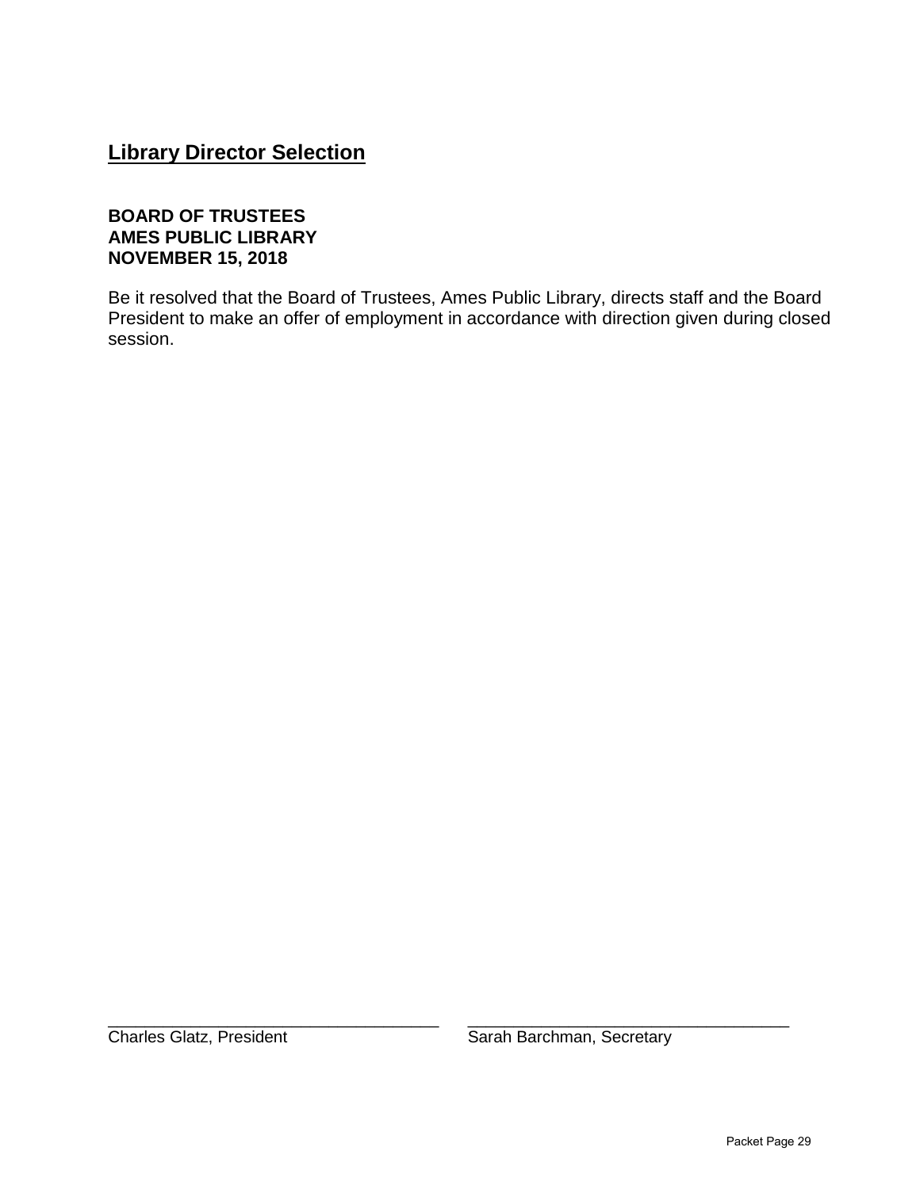## Library Director Selection

**BOARD OF TRUSTEES**
**AMES PUBLIC LIBRARY**
**NOVEMBER 15, 2018**

Be it resolved that the Board of Trustees, Ames Public Library, directs staff and the Board President to make an offer of employment in accordance with direction given during closed session.

\_\_\_\_\_\_\_\_\_\_\_\_\_\_\_\_\_\_\_\_\_\_\_\_\_\_\_\_\_\_\_\_\_\_\_
Charles Glatz, President

\_\_\_\_\_\_\_\_\_\_\_\_\_\_\_\_\_\_\_\_\_\_\_\_\_\_\_\_\_\_\_\_\_\_\_
Sarah Barchman, Secretary